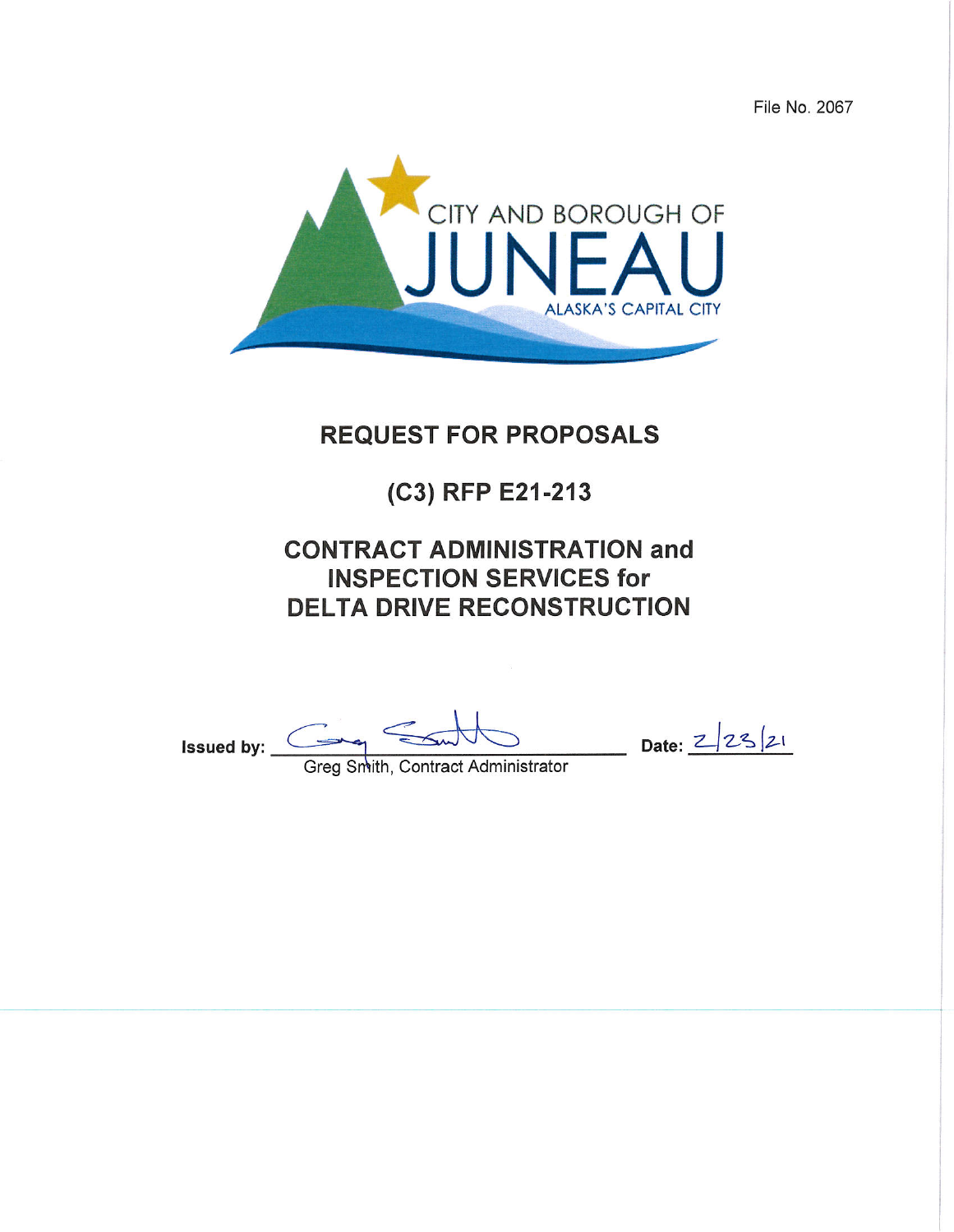File No. 2067

CITY AND BOROUGH OF

JUNEAU

ALASKA'S CAPITAL CITY

# REQUEST FOR PROPOSALS

## (C3) RFP E21-213

## CONTRACT ADMINISTRATION and INSPECTION SERVICES for DELTA DRIVE RECONSTRUCTION

**Issued by:** Greg Smith, Contract Administrator **Date:** 2/23/21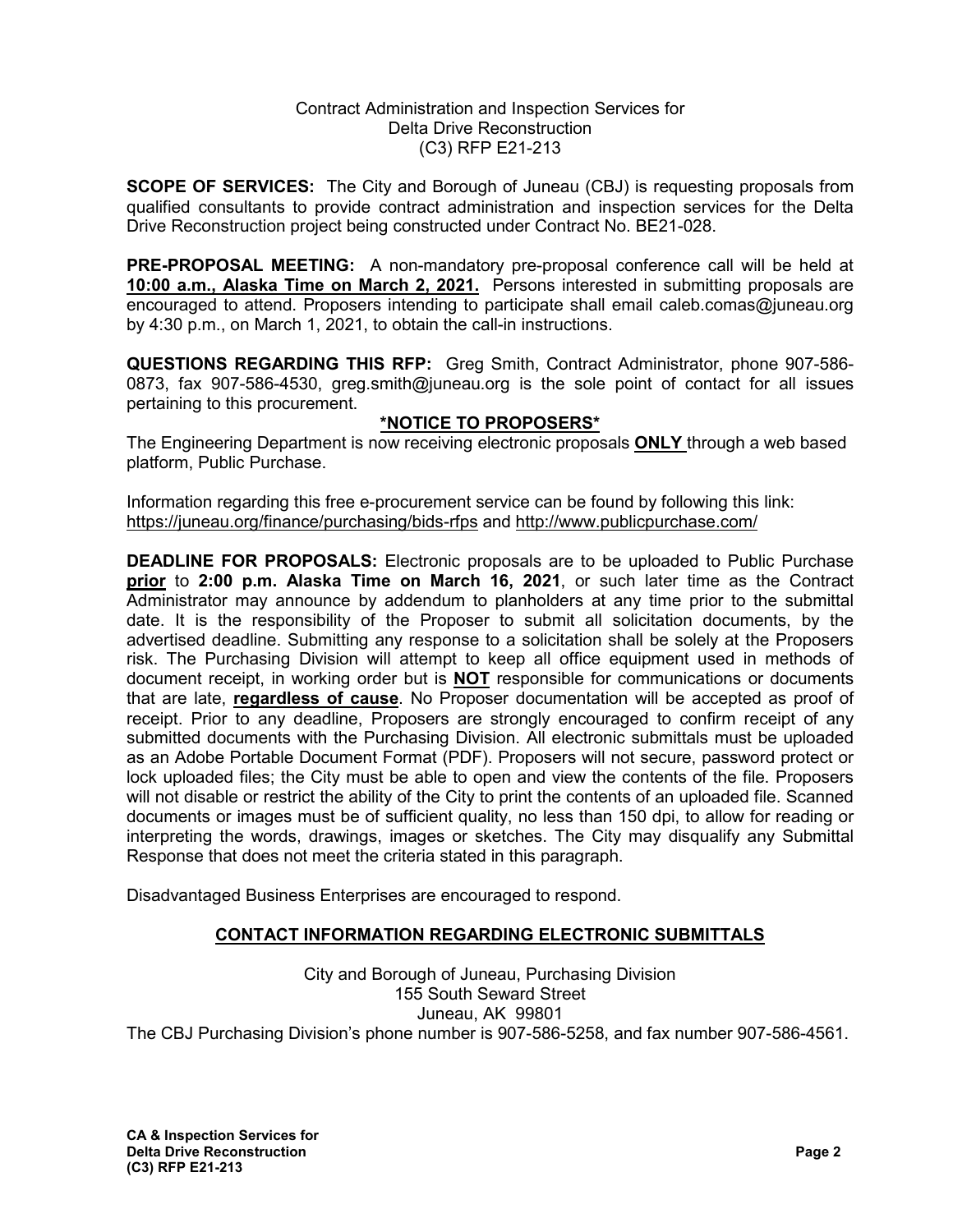Contract Administration and Inspection Services for
Delta Drive Reconstruction
(C3) RFP E21-213

**SCOPE OF SERVICES:** The City and Borough of Juneau (CBJ) is requesting proposals from qualified consultants to provide contract administration and inspection services for the Delta Drive Reconstruction project being constructed under Contract No. BE21-028.

**PRE-PROPOSAL MEETING:** A non-mandatory pre-proposal conference call will be held at **10:00 a.m., Alaska Time on March 2, 2021.** Persons interested in submitting proposals are encouraged to attend. Proposers intending to participate shall email caleb.comas@juneau.org by 4:30 p.m., on March 1, 2021, to obtain the call-in instructions.

**QUESTIONS REGARDING THIS RFP:** Greg Smith, Contract Administrator, phone 907-586-0873, fax 907-586-4530, greg.smith@juneau.org is the sole point of contact for all issues pertaining to this procurement.

**\*NOTICE TO PROPOSERS\***

The Engineering Department is now receiving electronic proposals **ONLY** through a web based platform, Public Purchase.

Information regarding this free e-procurement service can be found by following this link: https://juneau.org/finance/purchasing/bids-rfps and http://www.publicpurchase.com/

**DEADLINE FOR PROPOSALS:** Electronic proposals are to be uploaded to Public Purchase **prior** to **2:00 p.m. Alaska Time on March 16, 2021**, or such later time as the Contract Administrator may announce by addendum to planholders at any time prior to the submittal date. It is the responsibility of the Proposer to submit all solicitation documents, by the advertised deadline. Submitting any response to a solicitation shall be solely at the Proposers risk. The Purchasing Division will attempt to keep all office equipment used in methods of document receipt, in working order but is **NOT** responsible for communications or documents that are late, **regardless of cause**. No Proposer documentation will be accepted as proof of receipt. Prior to any deadline, Proposers are strongly encouraged to confirm receipt of any submitted documents with the Purchasing Division. All electronic submittals must be uploaded as an Adobe Portable Document Format (PDF). Proposers will not secure, password protect or lock uploaded files; the City must be able to open and view the contents of the file. Proposers will not disable or restrict the ability of the City to print the contents of an uploaded file. Scanned documents or images must be of sufficient quality, no less than 150 dpi, to allow for reading or interpreting the words, drawings, images or sketches. The City may disqualify any Submittal Response that does not meet the criteria stated in this paragraph.

Disadvantaged Business Enterprises are encouraged to respond.

## CONTACT INFORMATION REGARDING ELECTRONIC SUBMITTALS

City and Borough of Juneau, Purchasing Division
155 South Seward Street
Juneau, AK 99801
The CBJ Purchasing Division's phone number is 907-586-5258, and fax number 907-586-4561.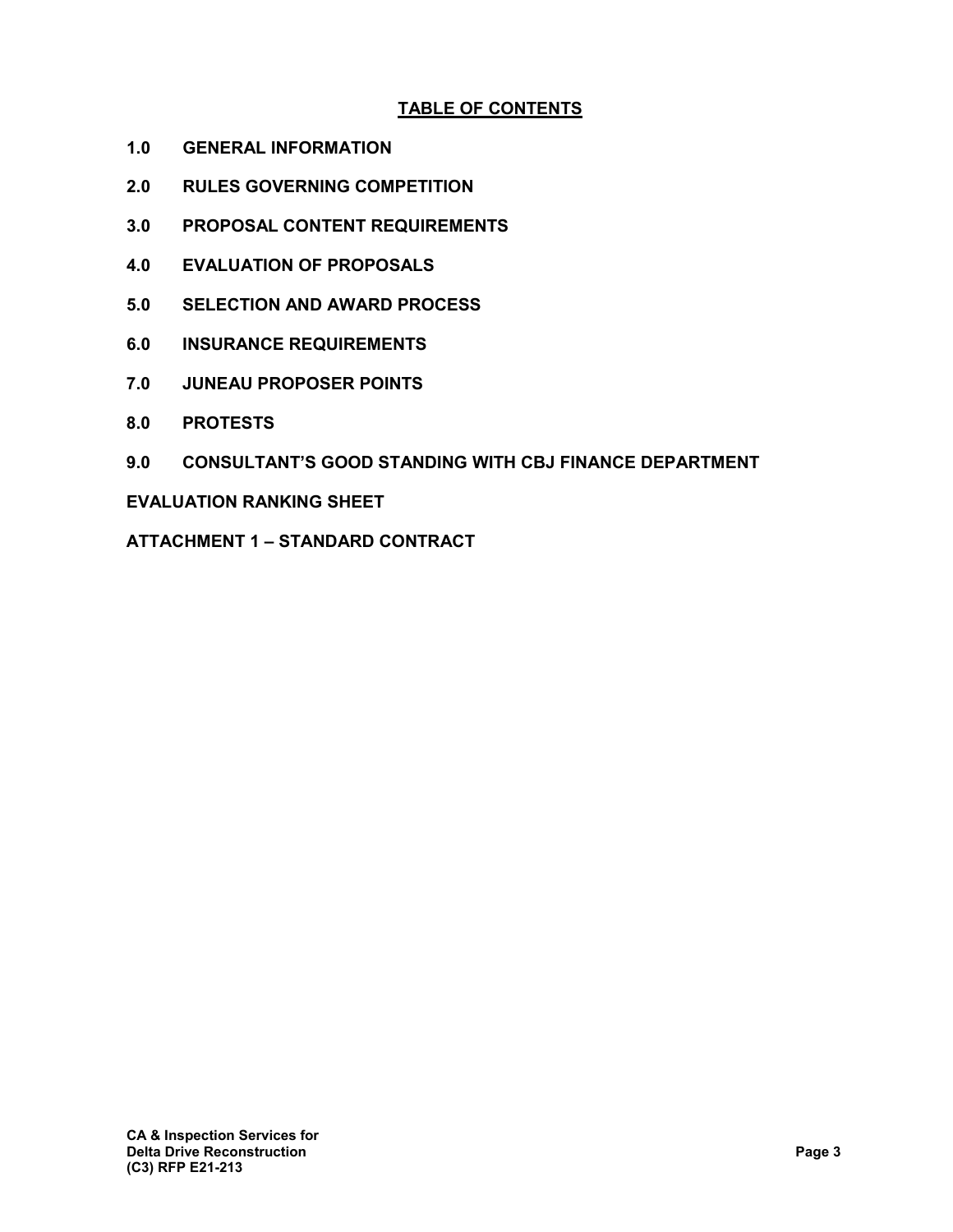# TABLE OF CONTENTS

**1.0 GENERAL INFORMATION**

**2.0 RULES GOVERNING COMPETITION**

**3.0 PROPOSAL CONTENT REQUIREMENTS**

**4.0 EVALUATION OF PROPOSALS**

**5.0 SELECTION AND AWARD PROCESS**

**6.0 INSURANCE REQUIREMENTS**

**7.0 JUNEAU PROPOSER POINTS**

**8.0 PROTESTS**

**9.0 CONSULTANT'S GOOD STANDING WITH CBJ FINANCE DEPARTMENT**

**EVALUATION RANKING SHEET**

**ATTACHMENT 1 – STANDARD CONTRACT**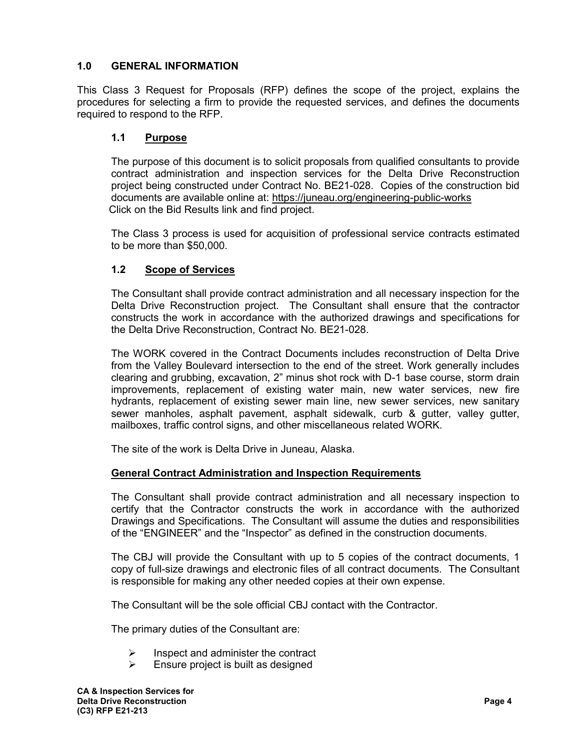## 1.0 GENERAL INFORMATION

This Class 3 Request for Proposals (RFP) defines the scope of the project, explains the procedures for selecting a firm to provide the requested services, and defines the documents required to respond to the RFP.

### 1.1 Purpose

The purpose of this document is to solicit proposals from qualified consultants to provide contract administration and inspection services for the Delta Drive Reconstruction project being constructed under Contract No. BE21-028. Copies of the construction bid documents are available online at: https://juneau.org/engineering-public-works
Click on the Bid Results link and find project.

The Class 3 process is used for acquisition of professional service contracts estimated to be more than $50,000.

### 1.2 Scope of Services

The Consultant shall provide contract administration and all necessary inspection for the Delta Drive Reconstruction project. The Consultant shall ensure that the contractor constructs the work in accordance with the authorized drawings and specifications for the Delta Drive Reconstruction, Contract No. BE21-028.

The WORK covered in the Contract Documents includes reconstruction of Delta Drive from the Valley Boulevard intersection to the end of the street. Work generally includes clearing and grubbing, excavation, 2" minus shot rock with D-1 base course, storm drain improvements, replacement of existing water main, new water services, new fire hydrants, replacement of existing sewer main line, new sewer services, new sanitary sewer manholes, asphalt pavement, asphalt sidewalk, curb & gutter, valley gutter, mailboxes, traffic control signs, and other miscellaneous related WORK.

The site of the work is Delta Drive in Juneau, Alaska.

**General Contract Administration and Inspection Requirements**

The Consultant shall provide contract administration and all necessary inspection to certify that the Contractor constructs the work in accordance with the authorized Drawings and Specifications. The Consultant will assume the duties and responsibilities of the "ENGINEER" and the "Inspector" as defined in the construction documents.

The CBJ will provide the Consultant with up to 5 copies of the contract documents, 1 copy of full-size drawings and electronic files of all contract documents. The Consultant is responsible for making any other needed copies at their own expense.

The Consultant will be the sole official CBJ contact with the Contractor.

The primary duties of the Consultant are:

- Inspect and administer the contract
- Ensure project is built as designed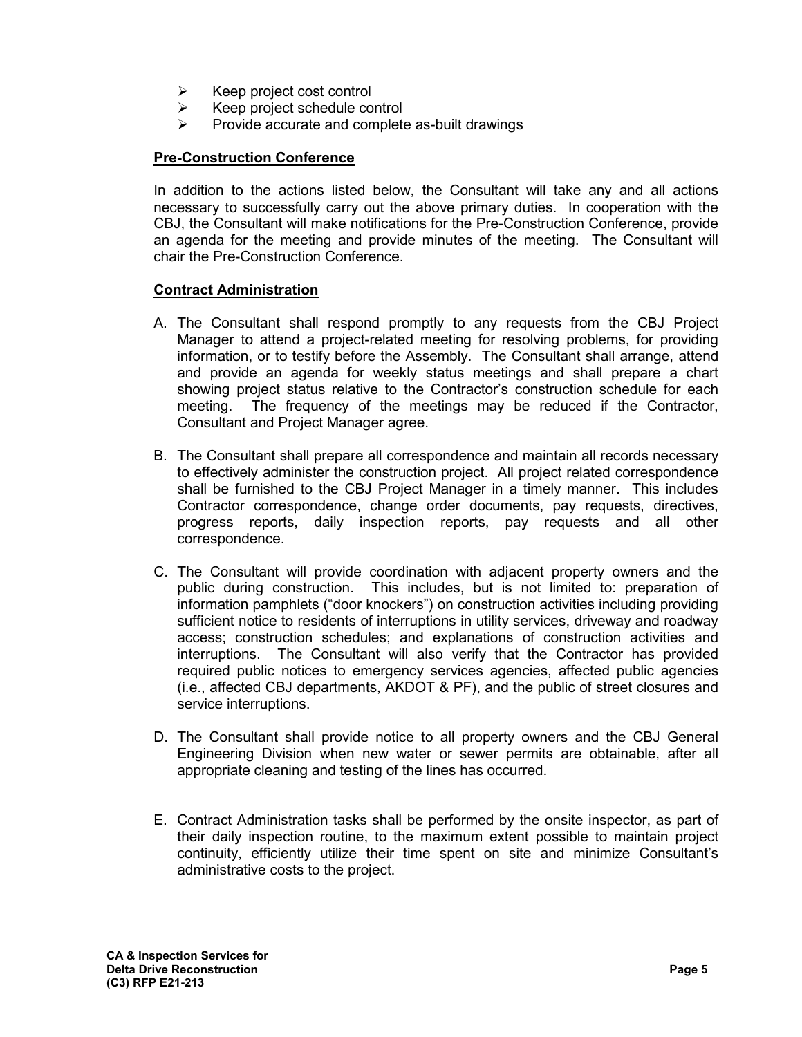- Keep project cost control
- Keep project schedule control
- Provide accurate and complete as-built drawings

**Pre-Construction Conference**

In addition to the actions listed below, the Consultant will take any and all actions necessary to successfully carry out the above primary duties. In cooperation with the CBJ, the Consultant will make notifications for the Pre-Construction Conference, provide an agenda for the meeting and provide minutes of the meeting. The Consultant will chair the Pre-Construction Conference.

**Contract Administration**

A. The Consultant shall respond promptly to any requests from the CBJ Project Manager to attend a project-related meeting for resolving problems, for providing information, or to testify before the Assembly. The Consultant shall arrange, attend and provide an agenda for weekly status meetings and shall prepare a chart showing project status relative to the Contractor's construction schedule for each meeting. The frequency of the meetings may be reduced if the Contractor, Consultant and Project Manager agree.

B. The Consultant shall prepare all correspondence and maintain all records necessary to effectively administer the construction project. All project related correspondence shall be furnished to the CBJ Project Manager in a timely manner. This includes Contractor correspondence, change order documents, pay requests, directives, progress reports, daily inspection reports, pay requests and all other correspondence.

C. The Consultant will provide coordination with adjacent property owners and the public during construction. This includes, but is not limited to: preparation of information pamphlets ("door knockers") on construction activities including providing sufficient notice to residents of interruptions in utility services, driveway and roadway access; construction schedules; and explanations of construction activities and interruptions. The Consultant will also verify that the Contractor has provided required public notices to emergency services agencies, affected public agencies (i.e., affected CBJ departments, AKDOT & PF), and the public of street closures and service interruptions.

D. The Consultant shall provide notice to all property owners and the CBJ General Engineering Division when new water or sewer permits are obtainable, after all appropriate cleaning and testing of the lines has occurred.

E. Contract Administration tasks shall be performed by the onsite inspector, as part of their daily inspection routine, to the maximum extent possible to maintain project continuity, efficiently utilize their time spent on site and minimize Consultant's administrative costs to the project.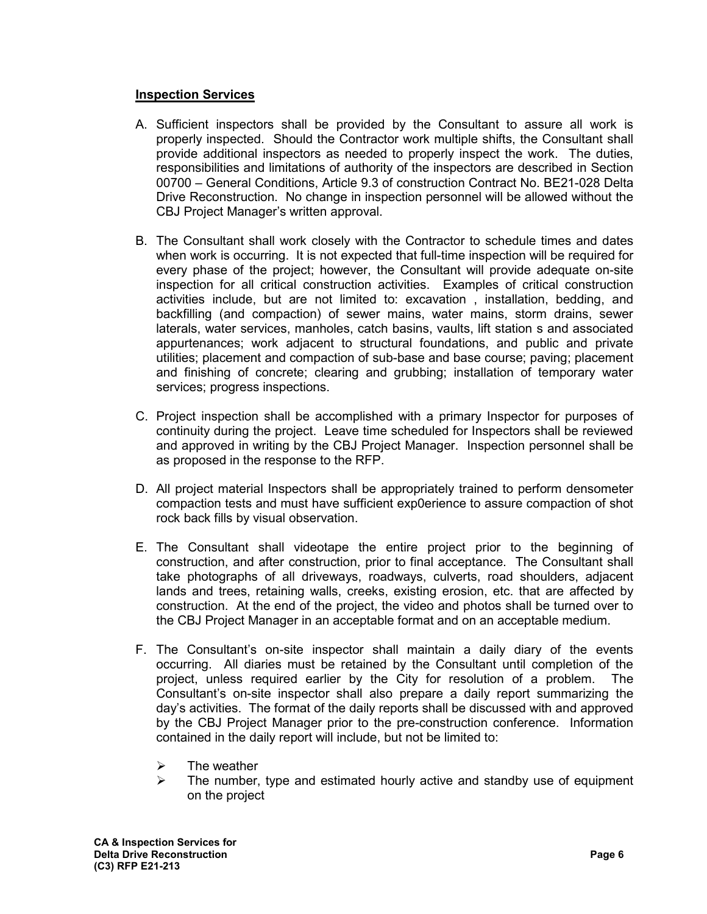## Inspection Services

A. Sufficient inspectors shall be provided by the Consultant to assure all work is properly inspected. Should the Contractor work multiple shifts, the Consultant shall provide additional inspectors as needed to properly inspect the work. The duties, responsibilities and limitations of authority of the inspectors are described in Section 00700 – General Conditions, Article 9.3 of construction Contract No. BE21-028 Delta Drive Reconstruction. No change in inspection personnel will be allowed without the CBJ Project Manager's written approval.

B. The Consultant shall work closely with the Contractor to schedule times and dates when work is occurring. It is not expected that full-time inspection will be required for every phase of the project; however, the Consultant will provide adequate on-site inspection for all critical construction activities. Examples of critical construction activities include, but are not limited to: excavation , installation, bedding, and backfilling (and compaction) of sewer mains, water mains, storm drains, sewer laterals, water services, manholes, catch basins, vaults, lift station s and associated appurtenances; work adjacent to structural foundations, and public and private utilities; placement and compaction of sub-base and base course; paving; placement and finishing of concrete; clearing and grubbing; installation of temporary water services; progress inspections.

C. Project inspection shall be accomplished with a primary Inspector for purposes of continuity during the project. Leave time scheduled for Inspectors shall be reviewed and approved in writing by the CBJ Project Manager. Inspection personnel shall be as proposed in the response to the RFP.

D. All project material Inspectors shall be appropriately trained to perform densometer compaction tests and must have sufficient exp0erience to assure compaction of shot rock back fills by visual observation.

E. The Consultant shall videotape the entire project prior to the beginning of construction, and after construction, prior to final acceptance. The Consultant shall take photographs of all driveways, roadways, culverts, road shoulders, adjacent lands and trees, retaining walls, creeks, existing erosion, etc. that are affected by construction. At the end of the project, the video and photos shall be turned over to the CBJ Project Manager in an acceptable format and on an acceptable medium.

F. The Consultant's on-site inspector shall maintain a daily diary of the events occurring. All diaries must be retained by the Consultant until completion of the project, unless required earlier by the City for resolution of a problem. The Consultant's on-site inspector shall also prepare a daily report summarizing the day's activities. The format of the daily reports shall be discussed with and approved by the CBJ Project Manager prior to the pre-construction conference. Information contained in the daily report will include, but not be limited to:

   - The weather
   - The number, type and estimated hourly active and standby use of equipment on the project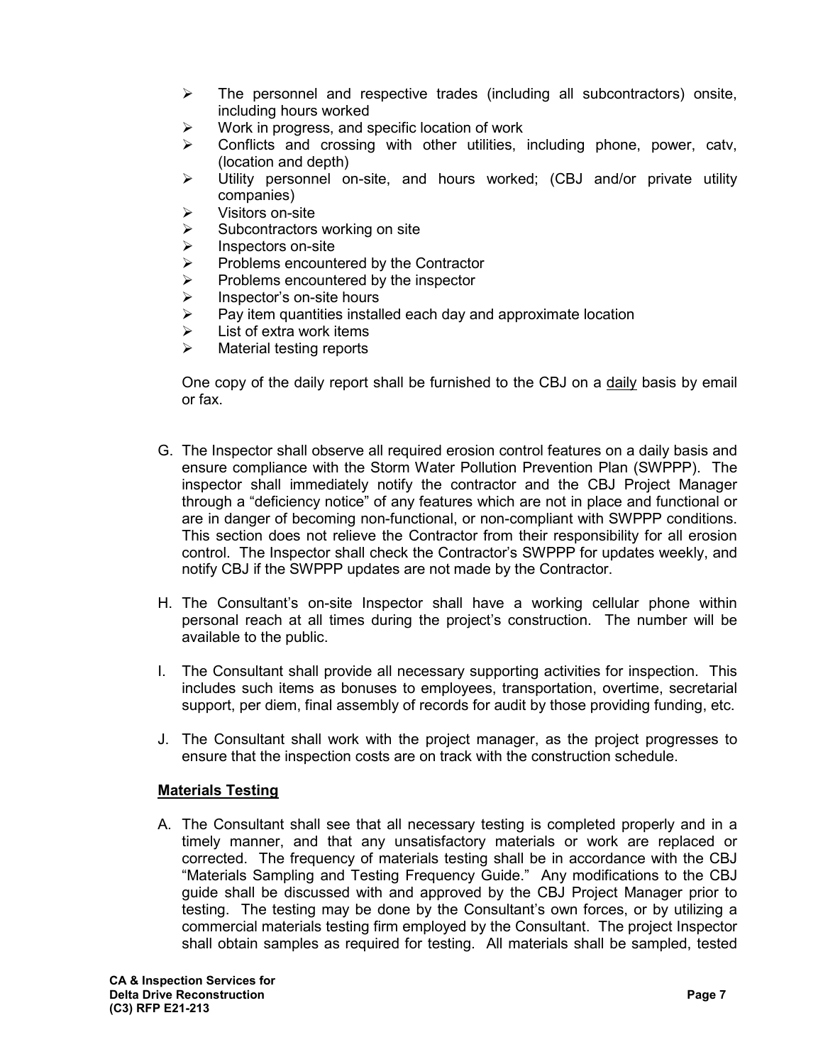- The personnel and respective trades (including all subcontractors) onsite, including hours worked
- Work in progress, and specific location of work
- Conflicts and crossing with other utilities, including phone, power, catv, (location and depth)
- Utility personnel on-site, and hours worked; (CBJ and/or private utility companies)
- Visitors on-site
- Subcontractors working on site
- Inspectors on-site
- Problems encountered by the Contractor
- Problems encountered by the inspector
- Inspector's on-site hours
- Pay item quantities installed each day and approximate location
- List of extra work items
- Material testing reports

One copy of the daily report shall be furnished to the CBJ on a daily basis by email or fax.

G. The Inspector shall observe all required erosion control features on a daily basis and ensure compliance with the Storm Water Pollution Prevention Plan (SWPPP). The inspector shall immediately notify the contractor and the CBJ Project Manager through a "deficiency notice" of any features which are not in place and functional or are in danger of becoming non-functional, or non-compliant with SWPPP conditions. This section does not relieve the Contractor from their responsibility for all erosion control. The Inspector shall check the Contractor's SWPPP for updates weekly, and notify CBJ if the SWPPP updates are not made by the Contractor.

H. The Consultant's on-site Inspector shall have a working cellular phone within personal reach at all times during the project's construction. The number will be available to the public.

I. The Consultant shall provide all necessary supporting activities for inspection. This includes such items as bonuses to employees, transportation, overtime, secretarial support, per diem, final assembly of records for audit by those providing funding, etc.

J. The Consultant shall work with the project manager, as the project progresses to ensure that the inspection costs are on track with the construction schedule.

**Materials Testing**

A. The Consultant shall see that all necessary testing is completed properly and in a timely manner, and that any unsatisfactory materials or work are replaced or corrected. The frequency of materials testing shall be in accordance with the CBJ "Materials Sampling and Testing Frequency Guide." Any modifications to the CBJ guide shall be discussed with and approved by the CBJ Project Manager prior to testing. The testing may be done by the Consultant's own forces, or by utilizing a commercial materials testing firm employed by the Consultant. The project Inspector shall obtain samples as required for testing. All materials shall be sampled, tested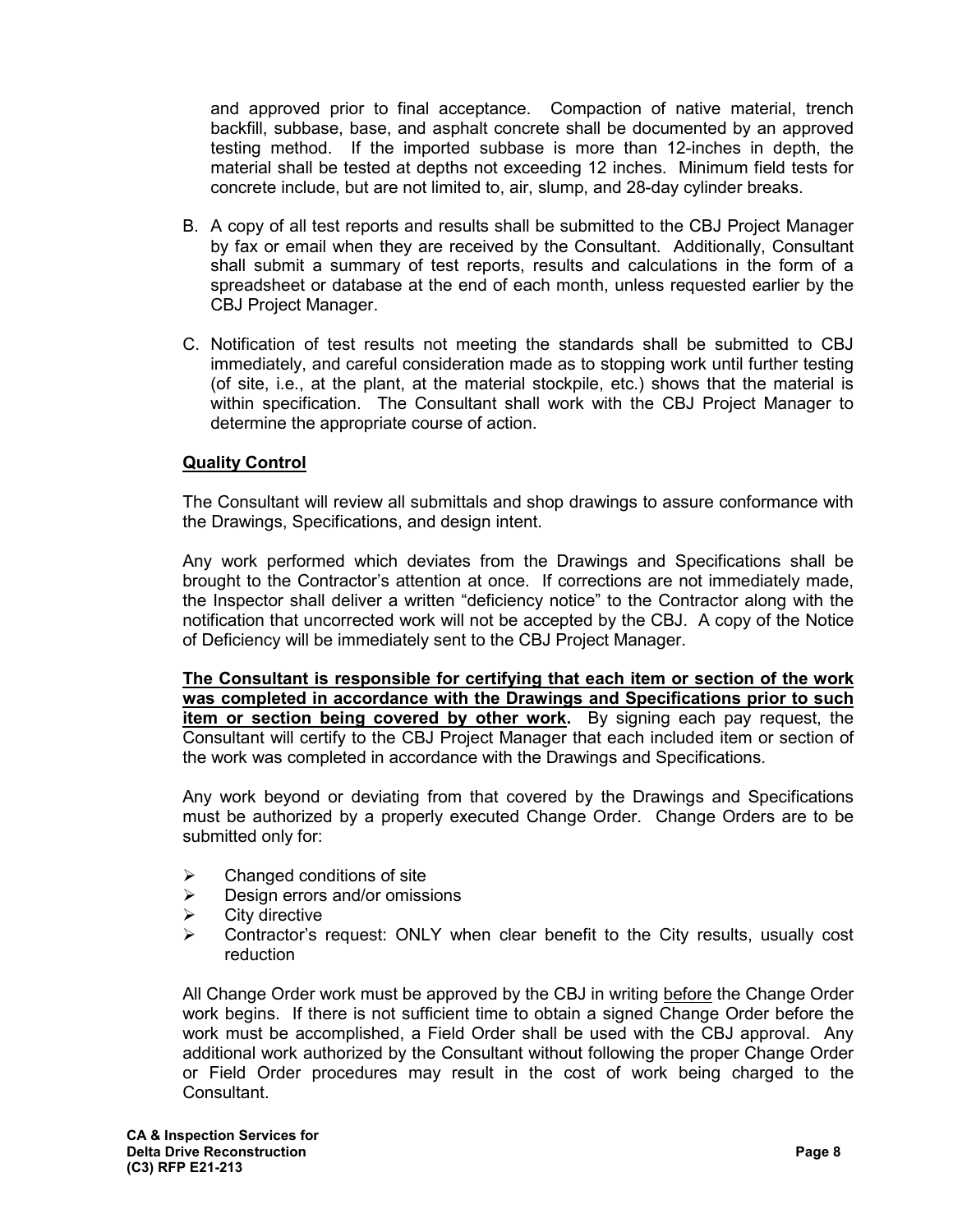and approved prior to final acceptance. Compaction of native material, trench backfill, subbase, base, and asphalt concrete shall be documented by an approved testing method. If the imported subbase is more than 12-inches in depth, the material shall be tested at depths not exceeding 12 inches. Minimum field tests for concrete include, but are not limited to, air, slump, and 28-day cylinder breaks.

B. A copy of all test reports and results shall be submitted to the CBJ Project Manager by fax or email when they are received by the Consultant. Additionally, Consultant shall submit a summary of test reports, results and calculations in the form of a spreadsheet or database at the end of each month, unless requested earlier by the CBJ Project Manager.

C. Notification of test results not meeting the standards shall be submitted to CBJ immediately, and careful consideration made as to stopping work until further testing (of site, i.e., at the plant, at the material stockpile, etc.) shows that the material is within specification. The Consultant shall work with the CBJ Project Manager to determine the appropriate course of action.

**<u>Quality Control</u>**

The Consultant will review all submittals and shop drawings to assure conformance with the Drawings, Specifications, and design intent.

Any work performed which deviates from the Drawings and Specifications shall be brought to the Contractor's attention at once. If corrections are not immediately made, the Inspector shall deliver a written "deficiency notice" to the Contractor along with the notification that uncorrected work will not be accepted by the CBJ. A copy of the Notice of Deficiency will be immediately sent to the CBJ Project Manager.

**<u>The Consultant is responsible for certifying that each item or section of the work was completed in accordance with the Drawings and Specifications prior to such item or section being covered by other work</u>.** By signing each pay request, the Consultant will certify to the CBJ Project Manager that each included item or section of the work was completed in accordance with the Drawings and Specifications.

Any work beyond or deviating from that covered by the Drawings and Specifications must be authorized by a properly executed Change Order. Change Orders are to be submitted only for:

- Changed conditions of site
- Design errors and/or omissions
- City directive
- Contractor's request: ONLY when clear benefit to the City results, usually cost reduction

All Change Order work must be approved by the CBJ in writing <u>before</u> the Change Order work begins. If there is not sufficient time to obtain a signed Change Order before the work must be accomplished, a Field Order shall be used with the CBJ approval. Any additional work authorized by the Consultant without following the proper Change Order or Field Order procedures may result in the cost of work being charged to the Consultant.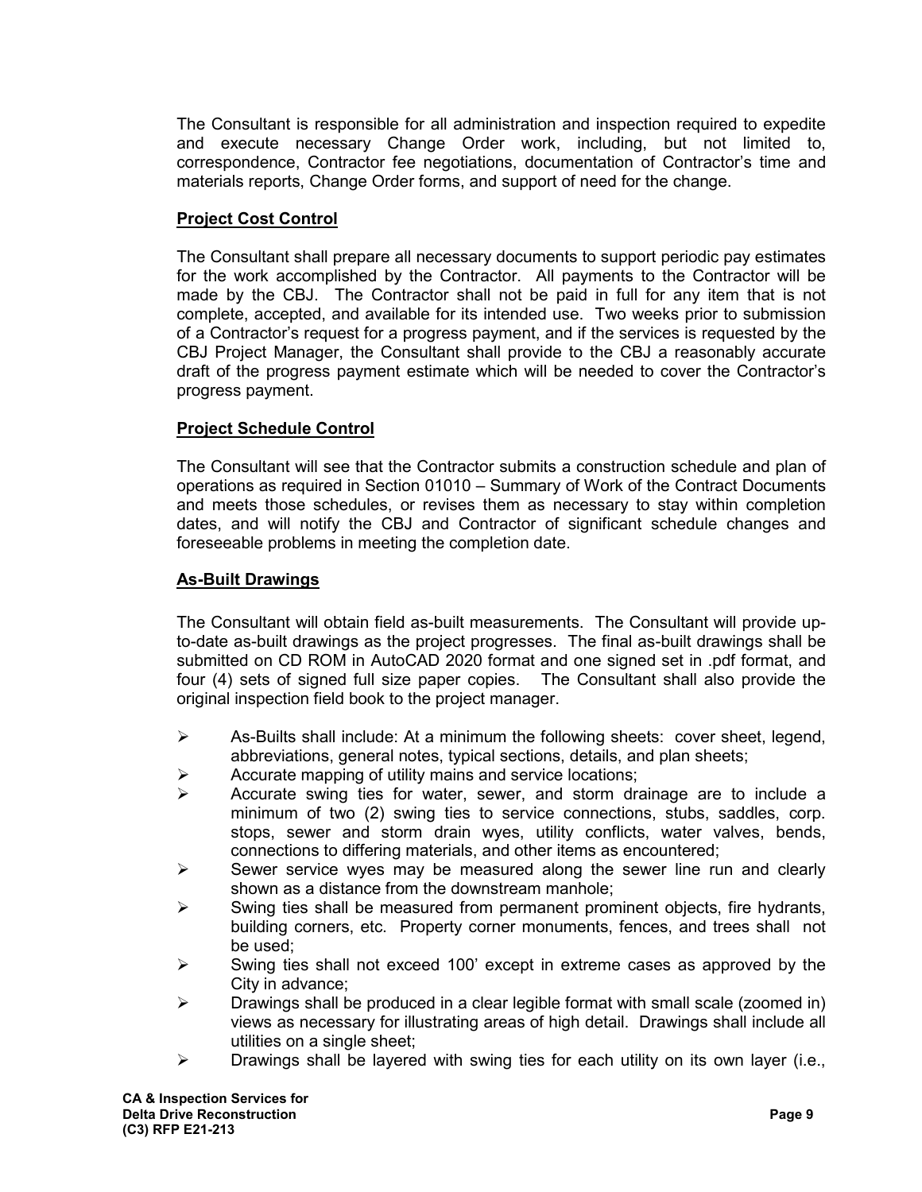The Consultant is responsible for all administration and inspection required to expedite and execute necessary Change Order work, including, but not limited to, correspondence, Contractor fee negotiations, documentation of Contractor's time and materials reports, Change Order forms, and support of need for the change.

**Project Cost Control**

The Consultant shall prepare all necessary documents to support periodic pay estimates for the work accomplished by the Contractor. All payments to the Contractor will be made by the CBJ. The Contractor shall not be paid in full for any item that is not complete, accepted, and available for its intended use. Two weeks prior to submission of a Contractor's request for a progress payment, and if the services is requested by the CBJ Project Manager, the Consultant shall provide to the CBJ a reasonably accurate draft of the progress payment estimate which will be needed to cover the Contractor's progress payment.

**Project Schedule Control**

The Consultant will see that the Contractor submits a construction schedule and plan of operations as required in Section 01010 – Summary of Work of the Contract Documents and meets those schedules, or revises them as necessary to stay within completion dates, and will notify the CBJ and Contractor of significant schedule changes and foreseeable problems in meeting the completion date.

**As-Built Drawings**

The Consultant will obtain field as-built measurements. The Consultant will provide up-to-date as-built drawings as the project progresses. The final as-built drawings shall be submitted on CD ROM in AutoCAD 2020 format and one signed set in .pdf format, and four (4) sets of signed full size paper copies. The Consultant shall also provide the original inspection field book to the project manager.

- As-Builts shall include: At a minimum the following sheets: cover sheet, legend, abbreviations, general notes, typical sections, details, and plan sheets;
- Accurate mapping of utility mains and service locations;
- Accurate swing ties for water, sewer, and storm drainage are to include a minimum of two (2) swing ties to service connections, stubs, saddles, corp. stops, sewer and storm drain wyes, utility conflicts, water valves, bends, connections to differing materials, and other items as encountered;
- Sewer service wyes may be measured along the sewer line run and clearly shown as a distance from the downstream manhole;
- Swing ties shall be measured from permanent prominent objects, fire hydrants, building corners, etc. Property corner monuments, fences, and trees shall not be used;
- Swing ties shall not exceed 100' except in extreme cases as approved by the City in advance;
- Drawings shall be produced in a clear legible format with small scale (zoomed in) views as necessary for illustrating areas of high detail. Drawings shall include all utilities on a single sheet;
- Drawings shall be layered with swing ties for each utility on its own layer (i.e.,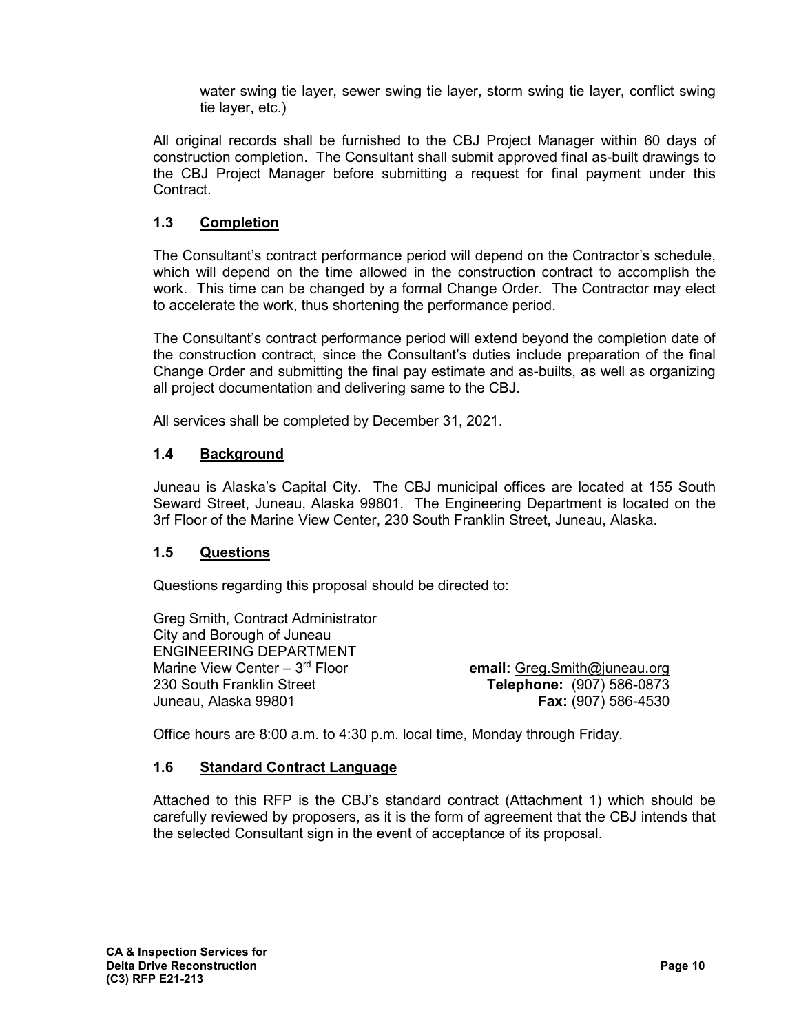water swing tie layer, sewer swing tie layer, storm swing tie layer, conflict swing tie layer, etc.)

All original records shall be furnished to the CBJ Project Manager within 60 days of construction completion. The Consultant shall submit approved final as-built drawings to the CBJ Project Manager before submitting a request for final payment under this Contract.

## 1.3 Completion

The Consultant's contract performance period will depend on the Contractor's schedule, which will depend on the time allowed in the construction contract to accomplish the work. This time can be changed by a formal Change Order. The Contractor may elect to accelerate the work, thus shortening the performance period.

The Consultant's contract performance period will extend beyond the completion date of the construction contract, since the Consultant's duties include preparation of the final Change Order and submitting the final pay estimate and as-builts, as well as organizing all project documentation and delivering same to the CBJ.

All services shall be completed by December 31, 2021.

## 1.4 Background

Juneau is Alaska's Capital City. The CBJ municipal offices are located at 155 South Seward Street, Juneau, Alaska 99801. The Engineering Department is located on the 3rf Floor of the Marine View Center, 230 South Franklin Street, Juneau, Alaska.

## 1.5 Questions

Questions regarding this proposal should be directed to:

Greg Smith, Contract Administrator
City and Borough of Juneau
ENGINEERING DEPARTMENT
Marine View Center – 3rd Floor
230 South Franklin Street
Juneau, Alaska 99801

**email:** Greg.Smith@juneau.org
**Telephone:** (907) 586-0873
**Fax:** (907) 586-4530

Office hours are 8:00 a.m. to 4:30 p.m. local time, Monday through Friday.

## 1.6 Standard Contract Language

Attached to this RFP is the CBJ's standard contract (Attachment 1) which should be carefully reviewed by proposers, as it is the form of agreement that the CBJ intends that the selected Consultant sign in the event of acceptance of its proposal.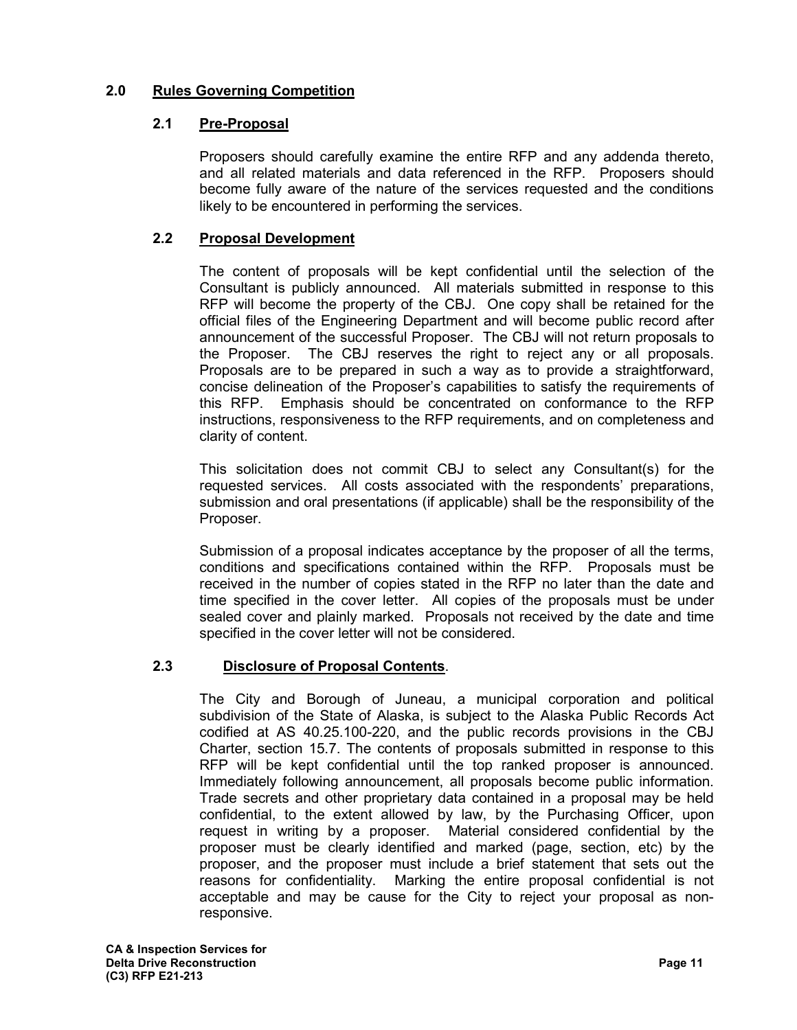## 2.0 Rules Governing Competition

### 2.1 Pre-Proposal

Proposers should carefully examine the entire RFP and any addenda thereto, and all related materials and data referenced in the RFP. Proposers should become fully aware of the nature of the services requested and the conditions likely to be encountered in performing the services.

### 2.2 Proposal Development

The content of proposals will be kept confidential until the selection of the Consultant is publicly announced. All materials submitted in response to this RFP will become the property of the CBJ. One copy shall be retained for the official files of the Engineering Department and will become public record after announcement of the successful Proposer. The CBJ will not return proposals to the Proposer. The CBJ reserves the right to reject any or all proposals. Proposals are to be prepared in such a way as to provide a straightforward, concise delineation of the Proposer's capabilities to satisfy the requirements of this RFP. Emphasis should be concentrated on conformance to the RFP instructions, responsiveness to the RFP requirements, and on completeness and clarity of content.

This solicitation does not commit CBJ to select any Consultant(s) for the requested services. All costs associated with the respondents' preparations, submission and oral presentations (if applicable) shall be the responsibility of the Proposer.

Submission of a proposal indicates acceptance by the proposer of all the terms, conditions and specifications contained within the RFP. Proposals must be received in the number of copies stated in the RFP no later than the date and time specified in the cover letter. All copies of the proposals must be under sealed cover and plainly marked. Proposals not received by the date and time specified in the cover letter will not be considered.

### 2.3 Disclosure of Proposal Contents.

The City and Borough of Juneau, a municipal corporation and political subdivision of the State of Alaska, is subject to the Alaska Public Records Act codified at AS 40.25.100-220, and the public records provisions in the CBJ Charter, section 15.7. The contents of proposals submitted in response to this RFP will be kept confidential until the top ranked proposer is announced. Immediately following announcement, all proposals become public information. Trade secrets and other proprietary data contained in a proposal may be held confidential, to the extent allowed by law, by the Purchasing Officer, upon request in writing by a proposer. Material considered confidential by the proposer must be clearly identified and marked (page, section, etc) by the proposer, and the proposer must include a brief statement that sets out the reasons for confidentiality. Marking the entire proposal confidential is not acceptable and may be cause for the City to reject your proposal as non-responsive.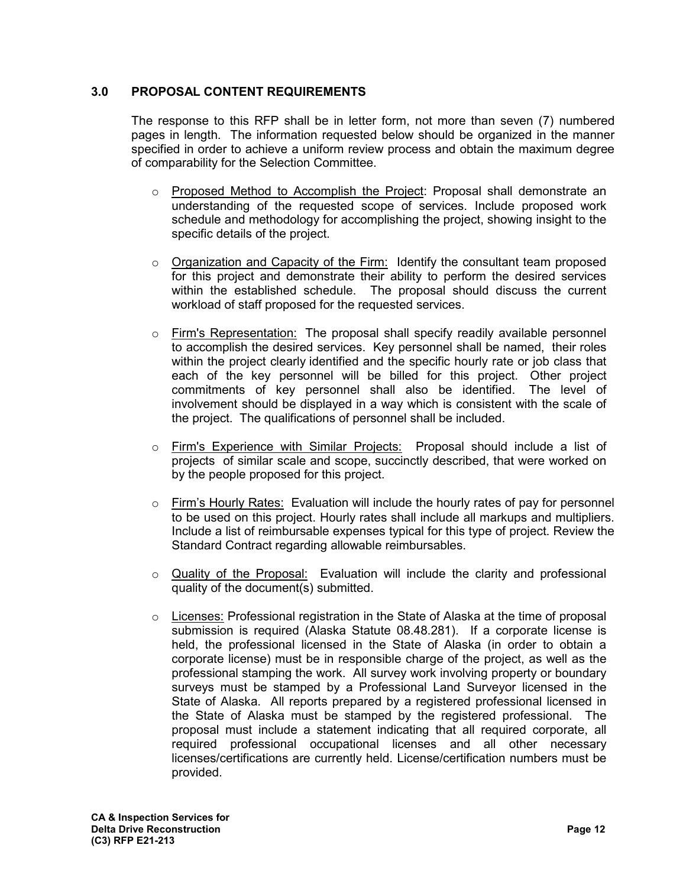## 3.0 PROPOSAL CONTENT REQUIREMENTS

The response to this RFP shall be in letter form, not more than seven (7) numbered pages in length. The information requested below should be organized in the manner specified in order to achieve a uniform review process and obtain the maximum degree of comparability for the Selection Committee.

- <u>Proposed Method to Accomplish the Project</u>: Proposal shall demonstrate an understanding of the requested scope of services. Include proposed work schedule and methodology for accomplishing the project, showing insight to the specific details of the project.

- <u>Organization and Capacity of the Firm:</u> Identify the consultant team proposed for this project and demonstrate their ability to perform the desired services within the established schedule. The proposal should discuss the current workload of staff proposed for the requested services.

- <u>Firm's Representation:</u> The proposal shall specify readily available personnel to accomplish the desired services. Key personnel shall be named, their roles within the project clearly identified and the specific hourly rate or job class that each of the key personnel will be billed for this project. Other project commitments of key personnel shall also be identified. The level of involvement should be displayed in a way which is consistent with the scale of the project. The qualifications of personnel shall be included.

- <u>Firm's Experience with Similar Projects:</u> Proposal should include a list of projects of similar scale and scope, succinctly described, that were worked on by the people proposed for this project.

- <u>Firm's Hourly Rates:</u> Evaluation will include the hourly rates of pay for personnel to be used on this project. Hourly rates shall include all markups and multipliers. Include a list of reimbursable expenses typical for this type of project. Review the Standard Contract regarding allowable reimbursables.

- <u>Quality of the Proposal:</u> Evaluation will include the clarity and professional quality of the document(s) submitted.

- <u>Licenses:</u> Professional registration in the State of Alaska at the time of proposal submission is required (Alaska Statute 08.48.281). If a corporate license is held, the professional licensed in the State of Alaska (in order to obtain a corporate license) must be in responsible charge of the project, as well as the professional stamping the work. All survey work involving property or boundary surveys must be stamped by a Professional Land Surveyor licensed in the State of Alaska. All reports prepared by a registered professional licensed in the State of Alaska must be stamped by the registered professional. The proposal must include a statement indicating that all required corporate, all required professional occupational licenses and all other necessary licenses/certifications are currently held. License/certification numbers must be provided.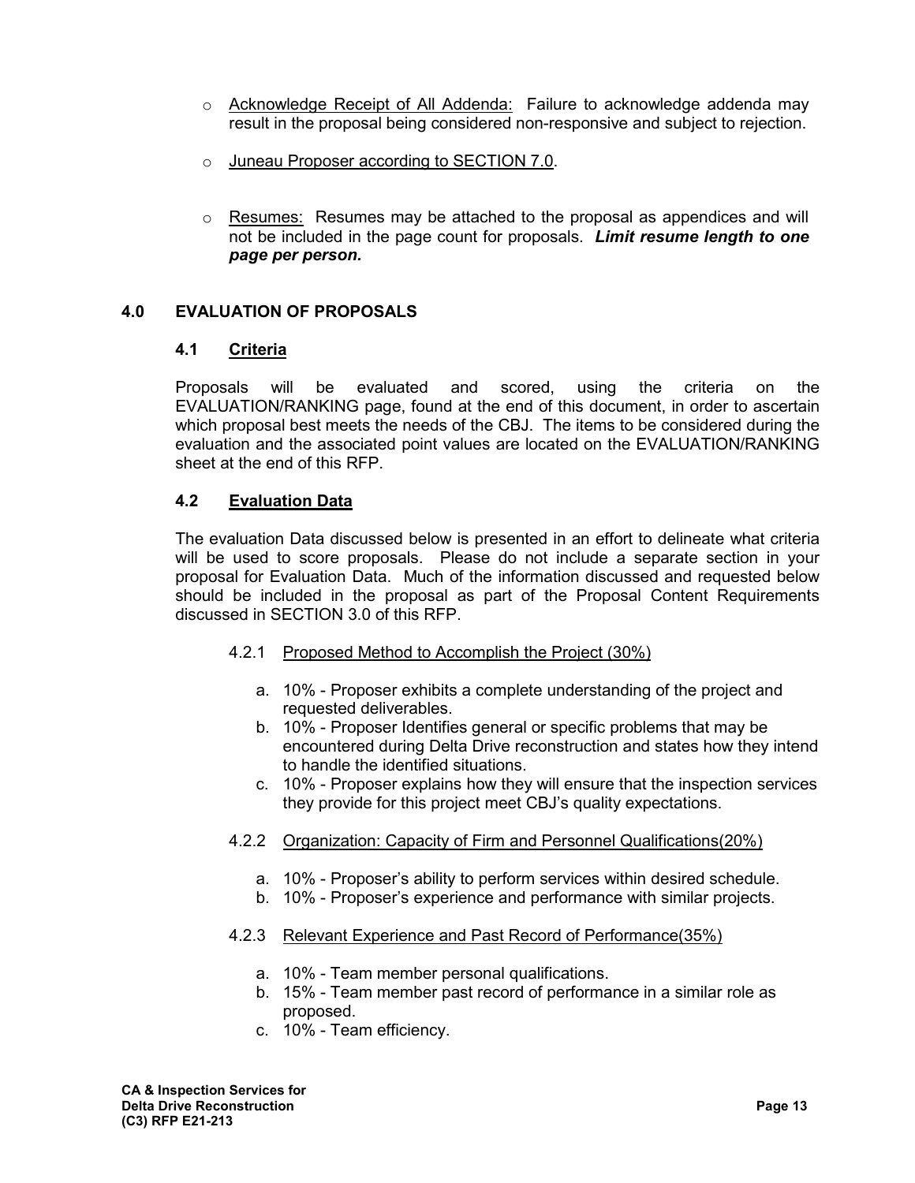- Acknowledge Receipt of All Addenda: Failure to acknowledge addenda may result in the proposal being considered non-responsive and subject to rejection.
- Juneau Proposer according to SECTION 7.0.
- Resumes: Resumes may be attached to the proposal as appendices and will not be included in the page count for proposals. ***Limit resume length to one page per person.***

## 4.0 EVALUATION OF PROPOSALS

### 4.1 Criteria

Proposals will be evaluated and scored, using the criteria on the EVALUATION/RANKING page, found at the end of this document, in order to ascertain which proposal best meets the needs of the CBJ. The items to be considered during the evaluation and the associated point values are located on the EVALUATION/RANKING sheet at the end of this RFP.

### 4.2 Evaluation Data

The evaluation Data discussed below is presented in an effort to delineate what criteria will be used to score proposals. Please do not include a separate section in your proposal for Evaluation Data. Much of the information discussed and requested below should be included in the proposal as part of the Proposal Content Requirements discussed in SECTION 3.0 of this RFP.

4.2.1 Proposed Method to Accomplish the Project (30%)

a. 10% - Proposer exhibits a complete understanding of the project and requested deliverables.
b. 10% - Proposer Identifies general or specific problems that may be encountered during Delta Drive reconstruction and states how they intend to handle the identified situations.
c. 10% - Proposer explains how they will ensure that the inspection services they provide for this project meet CBJ's quality expectations.

4.2.2 Organization: Capacity of Firm and Personnel Qualifications(20%)

a. 10% - Proposer's ability to perform services within desired schedule.
b. 10% - Proposer's experience and performance with similar projects.

4.2.3 Relevant Experience and Past Record of Performance(35%)

a. 10% - Team member personal qualifications.
b. 15% - Team member past record of performance in a similar role as proposed.
c. 10% - Team efficiency.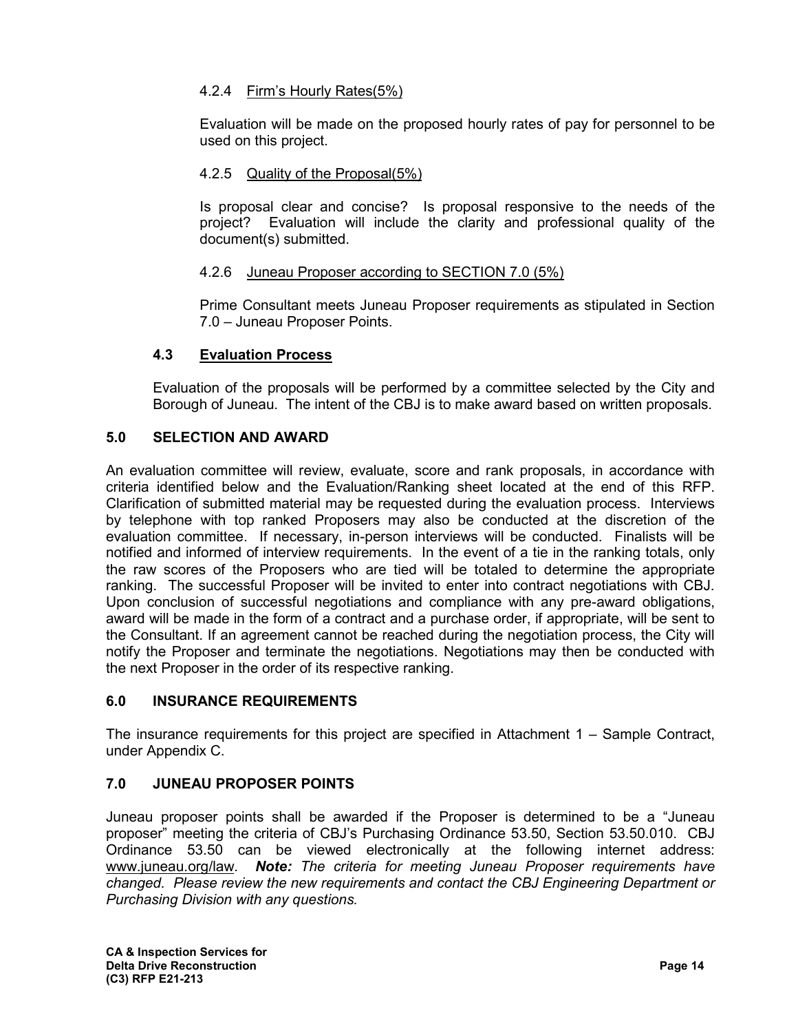#### 4.2.4 Firm's Hourly Rates(5%)

Evaluation will be made on the proposed hourly rates of pay for personnel to be used on this project.

#### 4.2.5 Quality of the Proposal(5%)

Is proposal clear and concise? Is proposal responsive to the needs of the project? Evaluation will include the clarity and professional quality of the document(s) submitted.

#### 4.2.6 Juneau Proposer according to SECTION 7.0 (5%)

Prime Consultant meets Juneau Proposer requirements as stipulated in Section 7.0 – Juneau Proposer Points.

### 4.3 Evaluation Process

Evaluation of the proposals will be performed by a committee selected by the City and Borough of Juneau. The intent of the CBJ is to make award based on written proposals.

## 5.0 SELECTION AND AWARD

An evaluation committee will review, evaluate, score and rank proposals, in accordance with criteria identified below and the Evaluation/Ranking sheet located at the end of this RFP. Clarification of submitted material may be requested during the evaluation process. Interviews by telephone with top ranked Proposers may also be conducted at the discretion of the evaluation committee. If necessary, in-person interviews will be conducted. Finalists will be notified and informed of interview requirements. In the event of a tie in the ranking totals, only the raw scores of the Proposers who are tied will be totaled to determine the appropriate ranking. The successful Proposer will be invited to enter into contract negotiations with CBJ. Upon conclusion of successful negotiations and compliance with any pre-award obligations, award will be made in the form of a contract and a purchase order, if appropriate, will be sent to the Consultant. If an agreement cannot be reached during the negotiation process, the City will notify the Proposer and terminate the negotiations. Negotiations may then be conducted with the next Proposer in the order of its respective ranking.

## 6.0 INSURANCE REQUIREMENTS

The insurance requirements for this project are specified in Attachment 1 – Sample Contract, under Appendix C.

## 7.0 JUNEAU PROPOSER POINTS

Juneau proposer points shall be awarded if the Proposer is determined to be a "Juneau proposer" meeting the criteria of CBJ's Purchasing Ordinance 53.50, Section 53.50.010. CBJ Ordinance 53.50 can be viewed electronically at the following internet address: www.juneau.org/law. ***Note:*** *The criteria for meeting Juneau Proposer requirements have changed. Please review the new requirements and contact the CBJ Engineering Department or Purchasing Division with any questions.*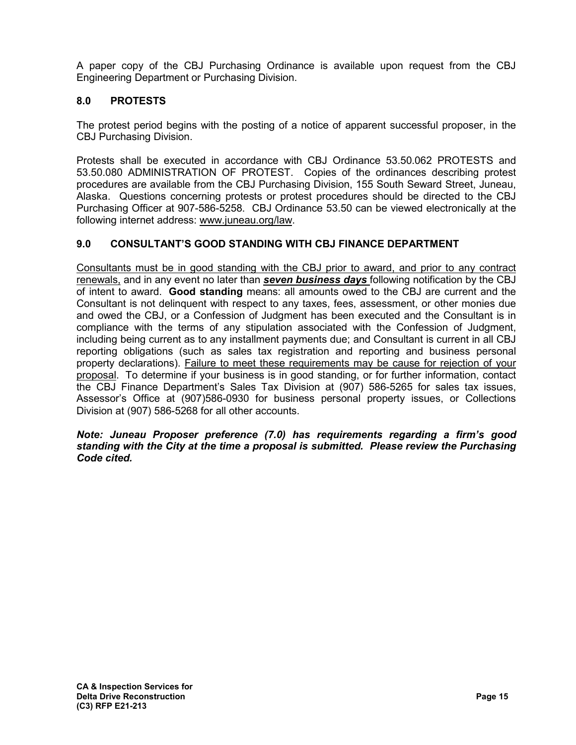A paper copy of the CBJ Purchasing Ordinance is available upon request from the CBJ Engineering Department or Purchasing Division.

## 8.0 PROTESTS

The protest period begins with the posting of a notice of apparent successful proposer, in the CBJ Purchasing Division.

Protests shall be executed in accordance with CBJ Ordinance 53.50.062 PROTESTS and 53.50.080 ADMINISTRATION OF PROTEST. Copies of the ordinances describing protest procedures are available from the CBJ Purchasing Division, 155 South Seward Street, Juneau, Alaska. Questions concerning protests or protest procedures should be directed to the CBJ Purchasing Officer at 907-586-5258. CBJ Ordinance 53.50 can be viewed electronically at the following internet address: www.juneau.org/law.

## 9.0 CONSULTANT'S GOOD STANDING WITH CBJ FINANCE DEPARTMENT

Consultants must be in good standing with the CBJ prior to award, and prior to any contract renewals, and in any event no later than ***seven business days*** following notification by the CBJ of intent to award. **Good standing** means: all amounts owed to the CBJ are current and the Consultant is not delinquent with respect to any taxes, fees, assessment, or other monies due and owed the CBJ, or a Confession of Judgment has been executed and the Consultant is in compliance with the terms of any stipulation associated with the Confession of Judgment, including being current as to any installment payments due; and Consultant is current in all CBJ reporting obligations (such as sales tax registration and reporting and business personal property declarations). Failure to meet these requirements may be cause for rejection of your proposal. To determine if your business is in good standing, or for further information, contact the CBJ Finance Department's Sales Tax Division at (907) 586-5265 for sales tax issues, Assessor's Office at (907)586-0930 for business personal property issues, or Collections Division at (907) 586-5268 for all other accounts.

***Note: Juneau Proposer preference (7.0) has requirements regarding a firm's good standing with the City at the time a proposal is submitted. Please review the Purchasing Code cited.***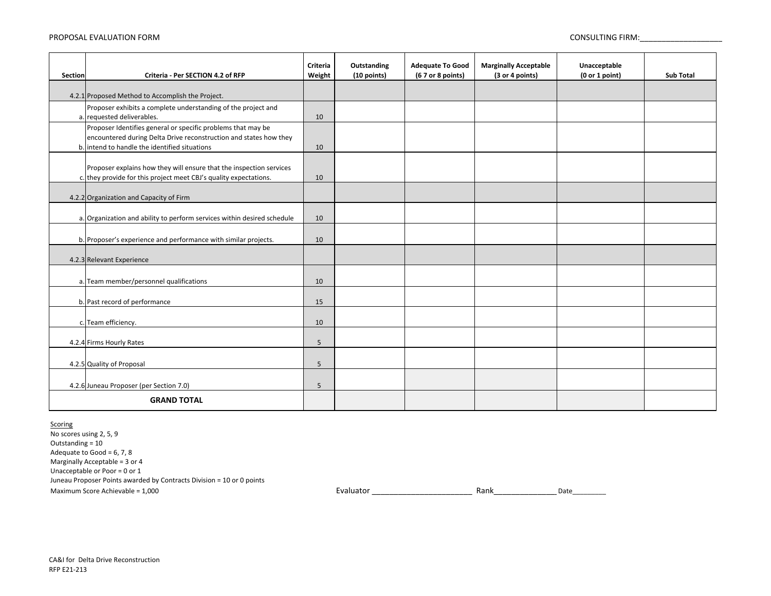PROPOSAL EVALUATION FORM

CONSULTING FIRM:__________________

| Section | Criteria - Per SECTION 4.2 of RFP | Criteria Weight | Outstanding (10 points) | Adequate To Good (6 7 or 8 points) | Marginally Acceptable (3 or 4 points) | Unacceptable (0 or 1 point) | Sub Total |
|---|---|---|---|---|---|---|---|
| 4.2.1 | Proposed Method to Accomplish the Project. | | | | | | |
| a. | Proposer exhibits a complete understanding of the project and requested deliverables. | 10 | | | | | |
| b. | Proposer Identifies general or specific problems that may be encountered during Delta Drive reconstruction and states how they intend to handle the identified situations | 10 | | | | | |
| c. | Proposer explains how they will ensure that the inspection services they provide for this project meet CBJ's quality expectations. | 10 | | | | | |
| 4.2.2 | Organization and Capacity of Firm | | | | | | |
| a. | Organization and ability to perform services within desired schedule | 10 | | | | | |
| b. | Proposer's experience and performance with similar projects. | 10 | | | | | |
| 4.2.3 | Relevant Experience | | | | | | |
| a. | Team member/personnel qualifications | 10 | | | | | |
| b. | Past record of performance | 15 | | | | | |
| c. | Team efficiency. | 10 | | | | | |
| 4.2.4 | Firms Hourly Rates | 5 | | | | | |
| 4.2.5 | Quality of Proposal | 5 | | | | | |
| 4.2.6 | Juneau Proposer (per Section 7.0) | 5 | | | | | |
| | **GRAND TOTAL** | | | | | | |

Scoring
No scores using 2, 5, 9
Outstanding = 10
Adequate to Good = 6, 7, 8
Marginally Acceptable = 3 or 4
Unacceptable or Poor = 0 or 1
Juneau Proposer Points awarded by Contracts Division = 10 or 0 points
Maximum Score Achievable = 1,000

Evaluator ______________________ Rank______________ Date________

CA&I for Delta Drive Reconstruction
RFP E21-213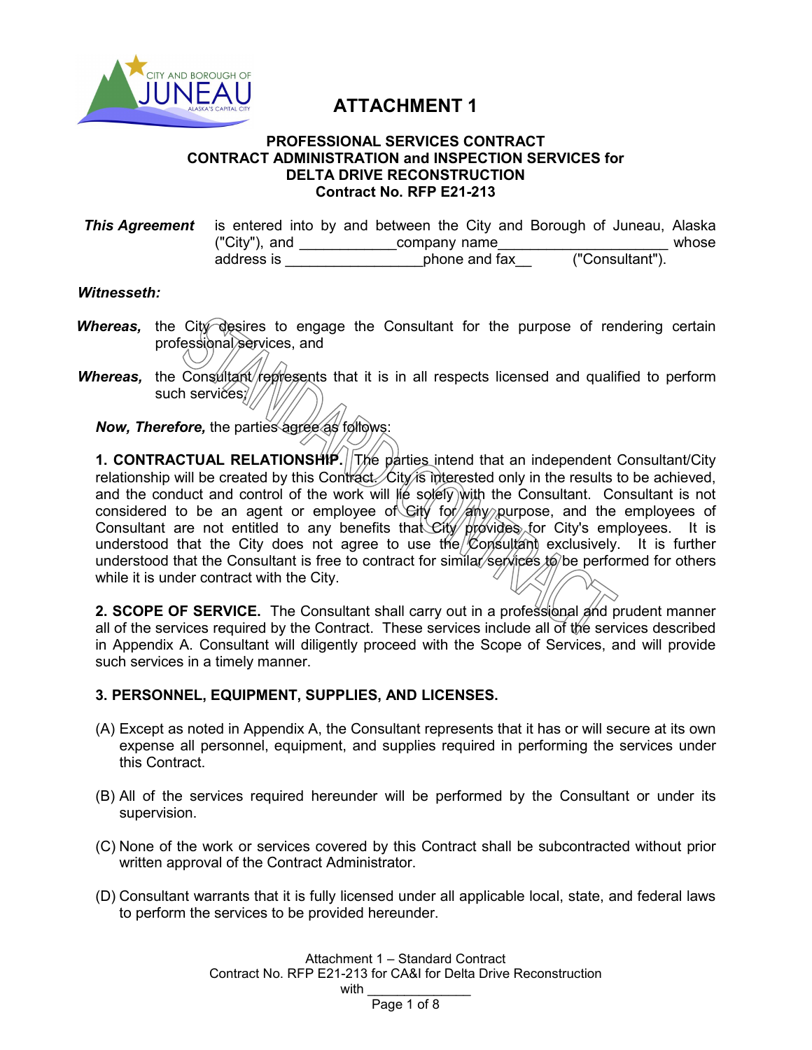# ATTACHMENT 1

## PROFESSIONAL SERVICES CONTRACT
## CONTRACT ADMINISTRATION and INSPECTION SERVICES for
## DELTA DRIVE RECONSTRUCTION
## Contract No. RFP E21-213

***This Agreement*** is entered into by and between the City and Borough of Juneau, Alaska ("City"), and ____________company name_____________________ whose address is _________________phone and fax__ ("Consultant").

***Witnesseth:***

***Whereas,*** the City desires to engage the Consultant for the purpose of rendering certain professional services, and

***Whereas,*** the Consultant represents that it is in all respects licensed and qualified to perform such services;

***Now, Therefore,*** the parties agree as follows:

**1. CONTRACTUAL RELATIONSHIP.** The parties intend that an independent Consultant/City relationship will be created by this Contract. City is interested only in the results to be achieved, and the conduct and control of the work will lie solely with the Consultant. Consultant is not considered to be an agent or employee of City for any purpose, and the employees of Consultant are not entitled to any benefits that City provides for City's employees. It is understood that the City does not agree to use the Consultant exclusively. It is further understood that the Consultant is free to contract for similar services to be performed for others while it is under contract with the City.

**2. SCOPE OF SERVICE.** The Consultant shall carry out in a professional and prudent manner all of the services required by the Contract. These services include all of the services described in Appendix A. Consultant will diligently proceed with the Scope of Services, and will provide such services in a timely manner.

**3. PERSONNEL, EQUIPMENT, SUPPLIES, AND LICENSES.**

(A) Except as noted in Appendix A, the Consultant represents that it has or will secure at its own expense all personnel, equipment, and supplies required in performing the services under this Contract.

(B) All of the services required hereunder will be performed by the Consultant or under its supervision.

(C) None of the work or services covered by this Contract shall be subcontracted without prior written approval of the Contract Administrator.

(D) Consultant warrants that it is fully licensed under all applicable local, state, and federal laws to perform the services to be provided hereunder.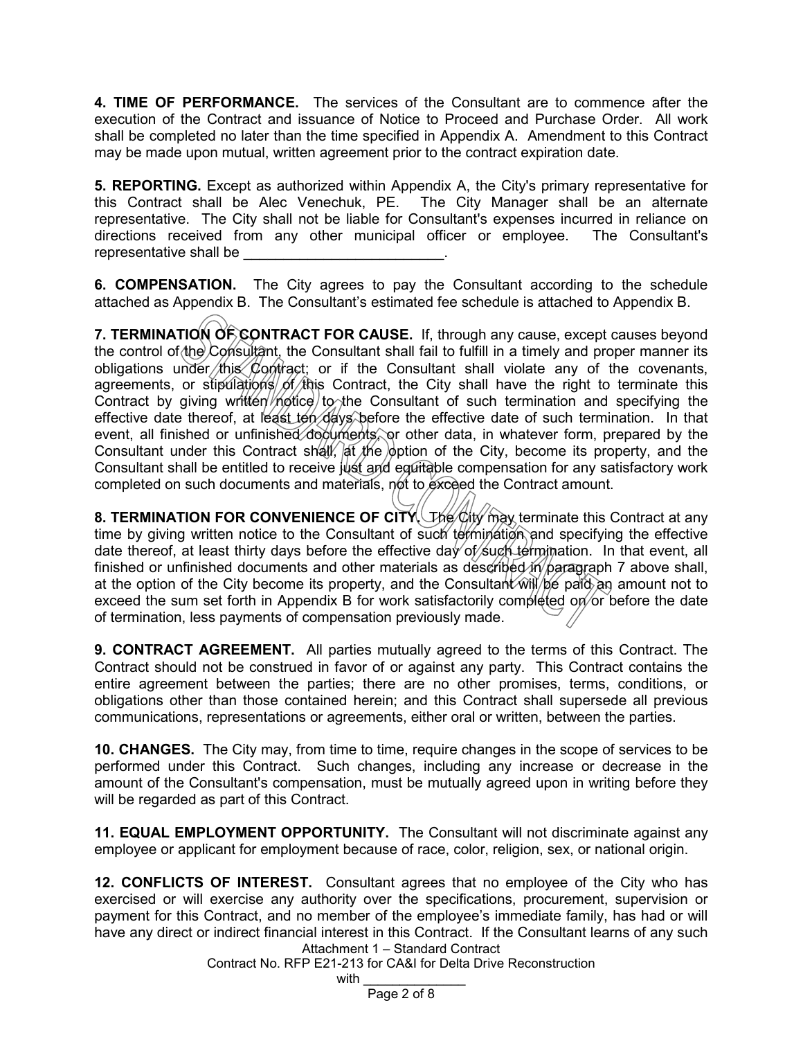**4. TIME OF PERFORMANCE.** The services of the Consultant are to commence after the execution of the Contract and issuance of Notice to Proceed and Purchase Order. All work shall be completed no later than the time specified in Appendix A. Amendment to this Contract may be made upon mutual, written agreement prior to the contract expiration date.

**5. REPORTING.** Except as authorized within Appendix A, the City's primary representative for this Contract shall be Alec Venechuk, PE. The City Manager shall be an alternate representative. The City shall not be liable for Consultant's expenses incurred in reliance on directions received from any other municipal officer or employee. The Consultant's representative shall be _________________________.

**6. COMPENSATION.** The City agrees to pay the Consultant according to the schedule attached as Appendix B. The Consultant's estimated fee schedule is attached to Appendix B.

**7. TERMINATION OF CONTRACT FOR CAUSE.** If, through any cause, except causes beyond the control of the Consultant, the Consultant shall fail to fulfill in a timely and proper manner its obligations under this Contract; or if the Consultant shall violate any of the covenants, agreements, or stipulations of this Contract, the City shall have the right to terminate this Contract by giving written notice to the Consultant of such termination and specifying the effective date thereof, at least ten days before the effective date of such termination. In that event, all finished or unfinished documents, or other data, in whatever form, prepared by the Consultant under this Contract shall, at the option of the City, become its property, and the Consultant shall be entitled to receive just and equitable compensation for any satisfactory work completed on such documents and materials, not to exceed the Contract amount.

**8. TERMINATION FOR CONVENIENCE OF CITY.** The City may terminate this Contract at any time by giving written notice to the Consultant of such termination and specifying the effective date thereof, at least thirty days before the effective day of such termination. In that event, all finished or unfinished documents and other materials as described in paragraph 7 above shall, at the option of the City become its property, and the Consultant will be paid an amount not to exceed the sum set forth in Appendix B for work satisfactorily completed on or before the date of termination, less payments of compensation previously made.

**9. CONTRACT AGREEMENT.** All parties mutually agreed to the terms of this Contract. The Contract should not be construed in favor of or against any party. This Contract contains the entire agreement between the parties; there are no other promises, terms, conditions, or obligations other than those contained herein; and this Contract shall supersede all previous communications, representations or agreements, either oral or written, between the parties.

**10. CHANGES.** The City may, from time to time, require changes in the scope of services to be performed under this Contract. Such changes, including any increase or decrease in the amount of the Consultant's compensation, must be mutually agreed upon in writing before they will be regarded as part of this Contract.

**11. EQUAL EMPLOYMENT OPPORTUNITY.** The Consultant will not discriminate against any employee or applicant for employment because of race, color, religion, sex, or national origin.

**12. CONFLICTS OF INTEREST.** Consultant agrees that no employee of the City who has exercised or will exercise any authority over the specifications, procurement, supervision or payment for this Contract, and no member of the employee's immediate family, has had or will have any direct or indirect financial interest in this Contract. If the Consultant learns of any such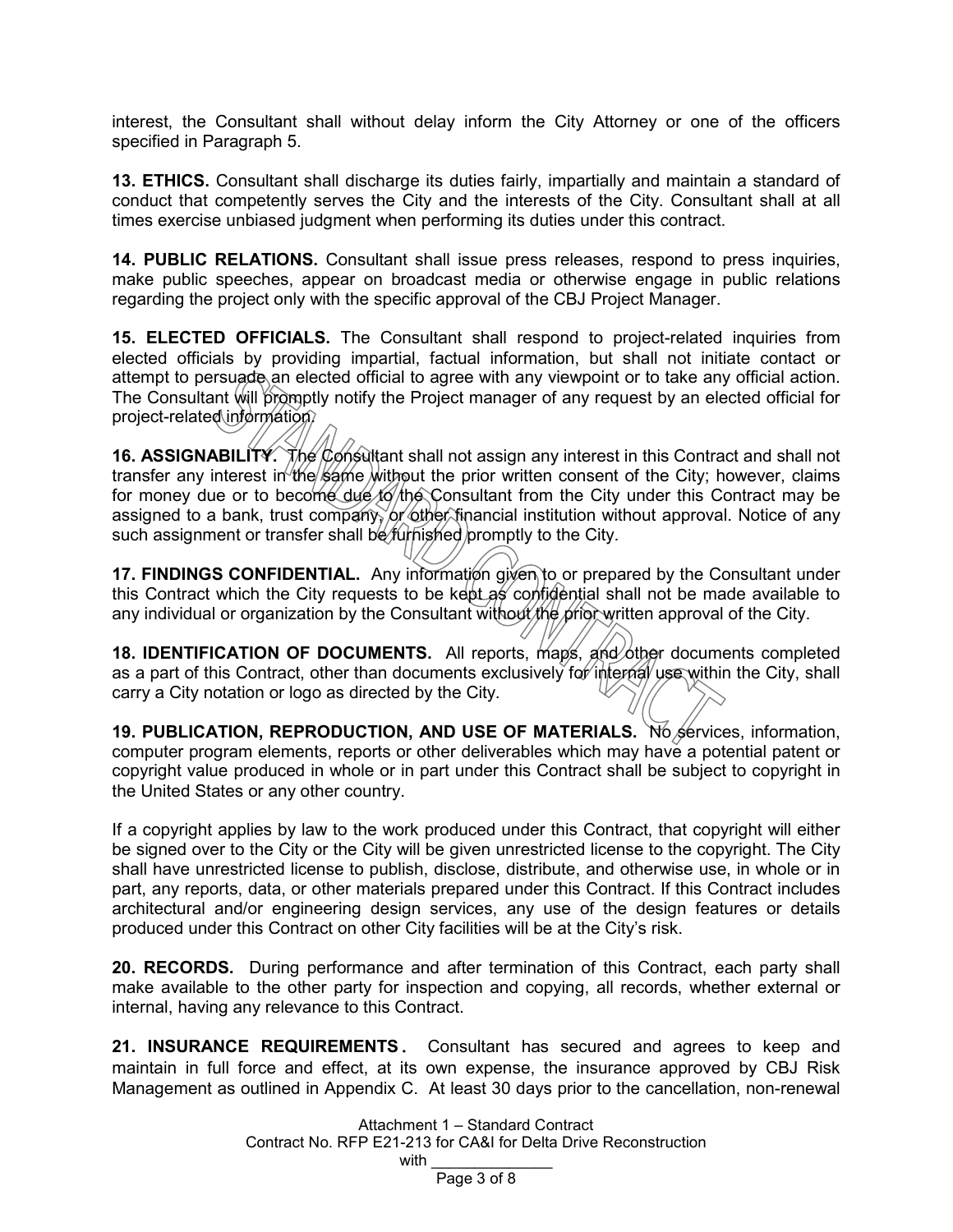interest, the Consultant shall without delay inform the City Attorney or one of the officers specified in Paragraph 5.

**13. ETHICS.** Consultant shall discharge its duties fairly, impartially and maintain a standard of conduct that competently serves the City and the interests of the City. Consultant shall at all times exercise unbiased judgment when performing its duties under this contract.

**14. PUBLIC RELATIONS.** Consultant shall issue press releases, respond to press inquiries, make public speeches, appear on broadcast media or otherwise engage in public relations regarding the project only with the specific approval of the CBJ Project Manager.

**15. ELECTED OFFICIALS.** The Consultant shall respond to project-related inquiries from elected officials by providing impartial, factual information, but shall not initiate contact or attempt to persuade an elected official to agree with any viewpoint or to take any official action. The Consultant will promptly notify the Project manager of any request by an elected official for project-related information.

**16. ASSIGNABILITY.** The Consultant shall not assign any interest in this Contract and shall not transfer any interest in the same without the prior written consent of the City; however, claims for money due or to become due to the Consultant from the City under this Contract may be assigned to a bank, trust company, or other financial institution without approval. Notice of any such assignment or transfer shall be furnished promptly to the City.

**17. FINDINGS CONFIDENTIAL.** Any information given to or prepared by the Consultant under this Contract which the City requests to be kept as confidential shall not be made available to any individual or organization by the Consultant without the prior written approval of the City.

**18. IDENTIFICATION OF DOCUMENTS.** All reports, maps, and other documents completed as a part of this Contract, other than documents exclusively for internal use within the City, shall carry a City notation or logo as directed by the City.

**19. PUBLICATION, REPRODUCTION, AND USE OF MATERIALS.** No services, information, computer program elements, reports or other deliverables which may have a potential patent or copyright value produced in whole or in part under this Contract shall be subject to copyright in the United States or any other country.

If a copyright applies by law to the work produced under this Contract, that copyright will either be signed over to the City or the City will be given unrestricted license to the copyright. The City shall have unrestricted license to publish, disclose, distribute, and otherwise use, in whole or in part, any reports, data, or other materials prepared under this Contract. If this Contract includes architectural and/or engineering design services, any use of the design features or details produced under this Contract on other City facilities will be at the City's risk.

**20. RECORDS.** During performance and after termination of this Contract, each party shall make available to the other party for inspection and copying, all records, whether external or internal, having any relevance to this Contract.

**21. INSURANCE REQUIREMENTS.** Consultant has secured and agrees to keep and maintain in full force and effect, at its own expense, the insurance approved by CBJ Risk Management as outlined in Appendix C. At least 30 days prior to the cancellation, non-renewal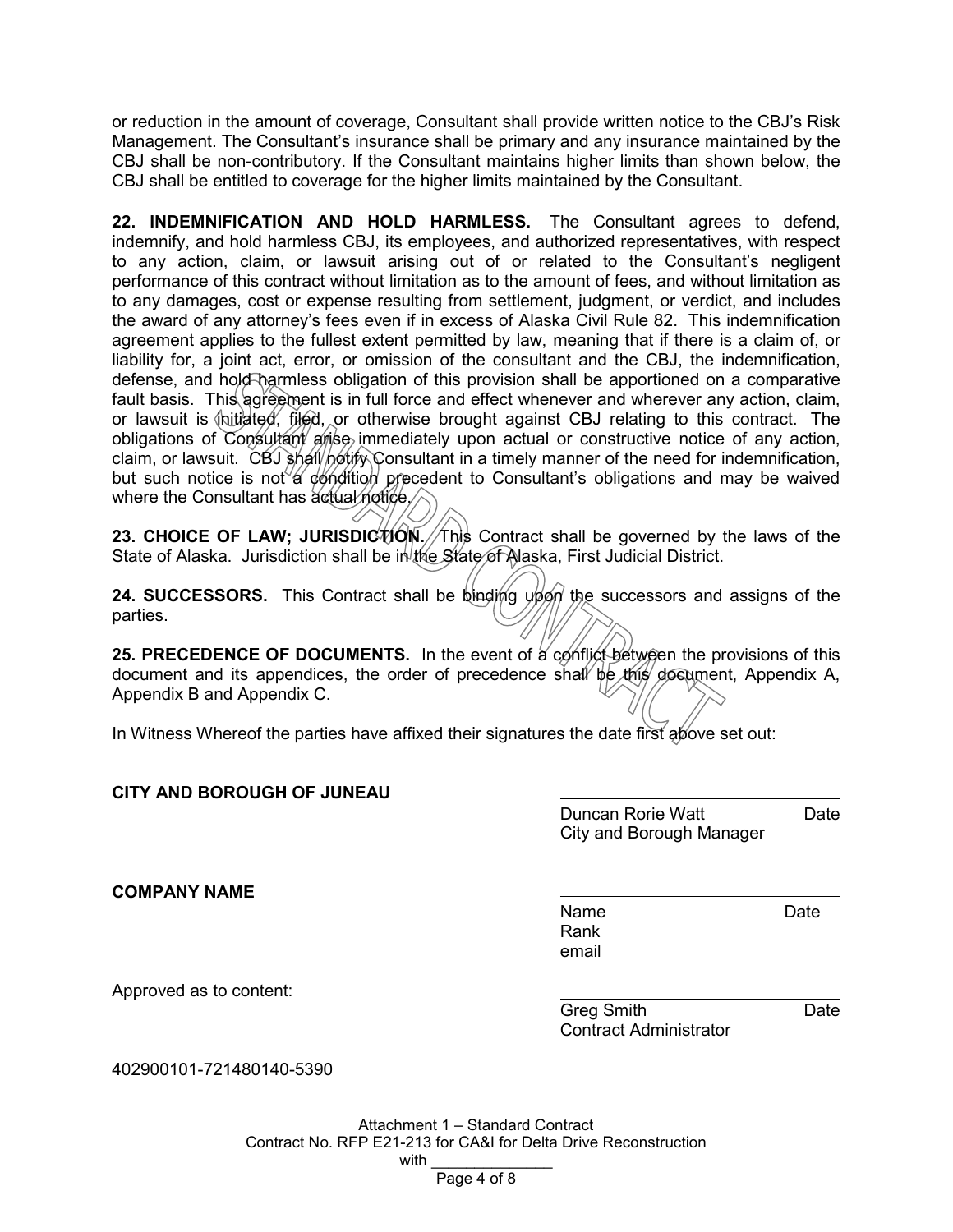or reduction in the amount of coverage, Consultant shall provide written notice to the CBJ's Risk Management. The Consultant's insurance shall be primary and any insurance maintained by the CBJ shall be non-contributory. If the Consultant maintains higher limits than shown below, the CBJ shall be entitled to coverage for the higher limits maintained by the Consultant.

**22. INDEMNIFICATION AND HOLD HARMLESS.** The Consultant agrees to defend, indemnify, and hold harmless CBJ, its employees, and authorized representatives, with respect to any action, claim, or lawsuit arising out of or related to the Consultant's negligent performance of this contract without limitation as to the amount of fees, and without limitation as to any damages, cost or expense resulting from settlement, judgment, or verdict, and includes the award of any attorney's fees even if in excess of Alaska Civil Rule 82. This indemnification agreement applies to the fullest extent permitted by law, meaning that if there is a claim of, or liability for, a joint act, error, or omission of the consultant and the CBJ, the indemnification, defense, and hold harmless obligation of this provision shall be apportioned on a comparative fault basis. This agreement is in full force and effect whenever and wherever any action, claim, or lawsuit is initiated, filed, or otherwise brought against CBJ relating to this contract. The obligations of Consultant arise immediately upon actual or constructive notice of any action, claim, or lawsuit. CBJ shall notify Consultant in a timely manner of the need for indemnification, but such notice is not a condition precedent to Consultant's obligations and may be waived where the Consultant has actual notice.

**23. CHOICE OF LAW; JURISDICTION.** This Contract shall be governed by the laws of the State of Alaska. Jurisdiction shall be in the State of Alaska, First Judicial District.

**24. SUCCESSORS.** This Contract shall be binding upon the successors and assigns of the parties.

**25. PRECEDENCE OF DOCUMENTS.** In the event of a conflict between the provisions of this document and its appendices, the order of precedence shall be this document, Appendix A, Appendix B and Appendix C.

---

In Witness Whereof the parties have affixed their signatures the date first above set out:

**CITY AND BOROUGH OF JUNEAU**

\_\_\_\_\_\_\_\_\_\_\_\_\_\_\_\_\_\_\_\_\_\_\_\_\_\_\_\_\_\_
Duncan Rorie Watt Date
City and Borough Manager

**COMPANY NAME**

\_\_\_\_\_\_\_\_\_\_\_\_\_\_\_\_\_\_\_\_\_\_\_\_\_\_\_\_\_\_
Name Date
Rank
email

Approved as to content:

\_\_\_\_\_\_\_\_\_\_\_\_\_\_\_\_\_\_\_\_\_\_\_\_\_\_\_\_\_\_
Greg Smith Date
Contract Administrator

402900101-721480140-5390

Attachment 1 – Standard Contract
Contract No. RFP E21-213 for CA&I for Delta Drive Reconstruction
with \_\_\_\_\_\_\_\_\_\_\_\_\_\_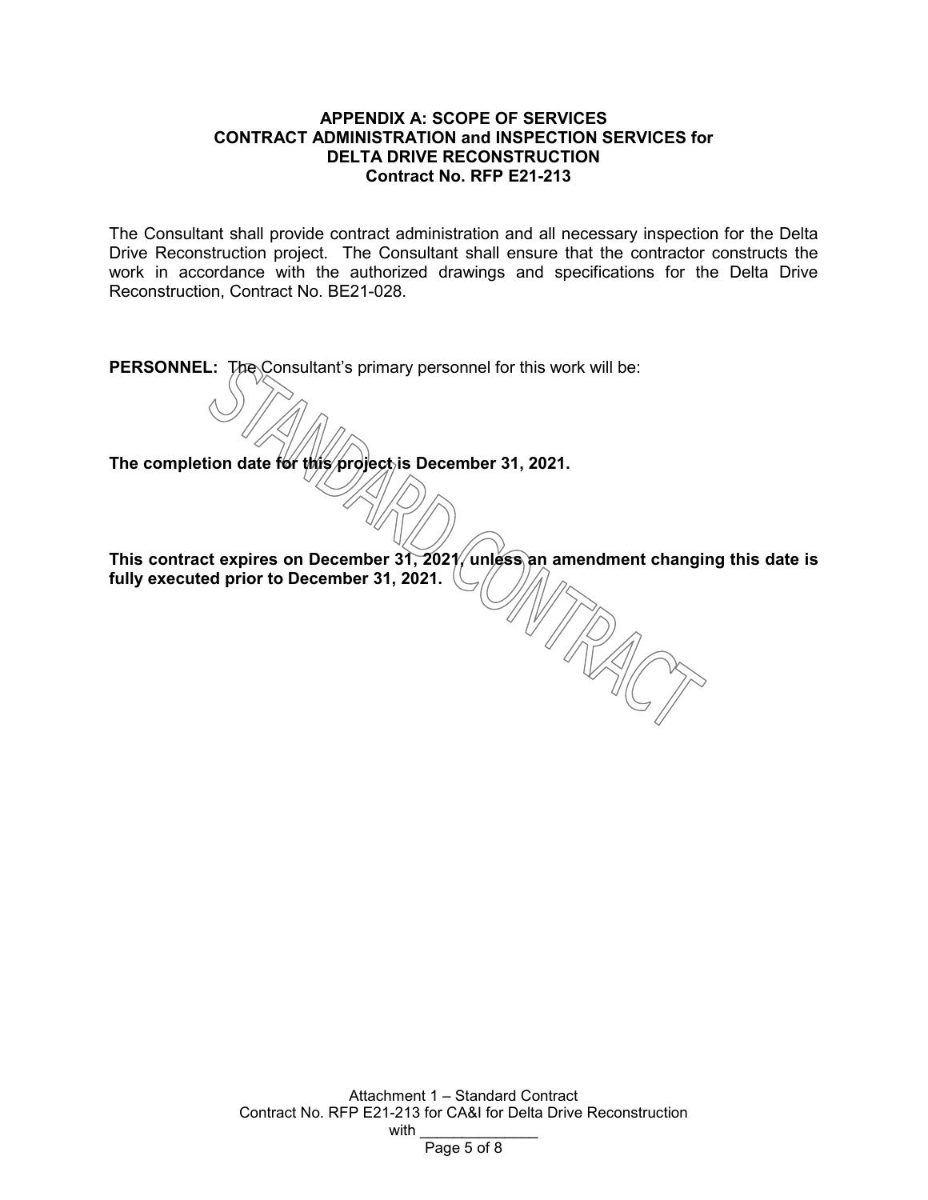# APPENDIX A: SCOPE OF SERVICES
## CONTRACT ADMINISTRATION and INSPECTION SERVICES for DELTA DRIVE RECONSTRUCTION
## Contract No. RFP E21-213

The Consultant shall provide contract administration and all necessary inspection for the Delta Drive Reconstruction project. The Consultant shall ensure that the contractor constructs the work in accordance with the authorized drawings and specifications for the Delta Drive Reconstruction, Contract No. BE21-028.

**PERSONNEL:** The Consultant's primary personnel for this work will be:

**The completion date for this project is December 31, 2021.**

**This contract expires on December 31, 2021, unless an amendment changing this date is fully executed prior to December 31, 2021.**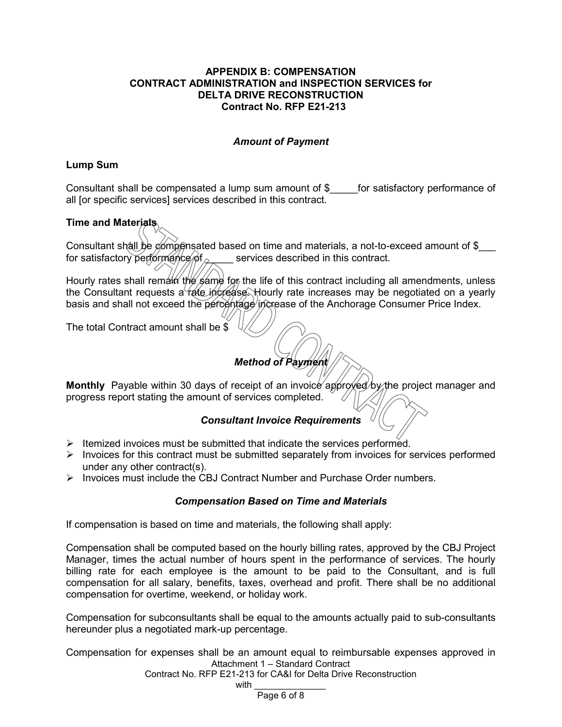**APPENDIX B: COMPENSATION**
**CONTRACT ADMINISTRATION and INSPECTION SERVICES for**
**DELTA DRIVE RECONSTRUCTION**
**Contract No. RFP E21-213**

### *Amount of Payment*

**Lump Sum**

Consultant shall be compensated a lump sum amount of $_____for satisfactory performance of all [or specific services] services described in this contract.

**Time and Materials**

Consultant shall be compensated based on time and materials, a not-to-exceed amount of $___ for satisfactory performance of _____ services described in this contract.

Hourly rates shall remain the same for the life of this contract including all amendments, unless the Consultant requests a rate increase. Hourly rate increases may be negotiated on a yearly basis and shall not exceed the percentage increase of the Anchorage Consumer Price Index.

The total Contract amount shall be $

### *Method of Payment*

**Monthly** Payable within 30 days of receipt of an invoice approved by the project manager and progress report stating the amount of services completed.

### *Consultant Invoice Requirements*

- Itemized invoices must be submitted that indicate the services performed.
- Invoices for this contract must be submitted separately from invoices for services performed under any other contract(s).
- Invoices must include the CBJ Contract Number and Purchase Order numbers.

### *Compensation Based on Time and Materials*

If compensation is based on time and materials, the following shall apply:

Compensation shall be computed based on the hourly billing rates, approved by the CBJ Project Manager, times the actual number of hours spent in the performance of services. The hourly billing rate for each employee is the amount to be paid to the Consultant, and is full compensation for all salary, benefits, taxes, overhead and profit. There shall be no additional compensation for overtime, weekend, or holiday work.

Compensation for subconsultants shall be equal to the amounts actually paid to sub-consultants hereunder plus a negotiated mark-up percentage.

Compensation for expenses shall be an amount equal to reimbursable expenses approved in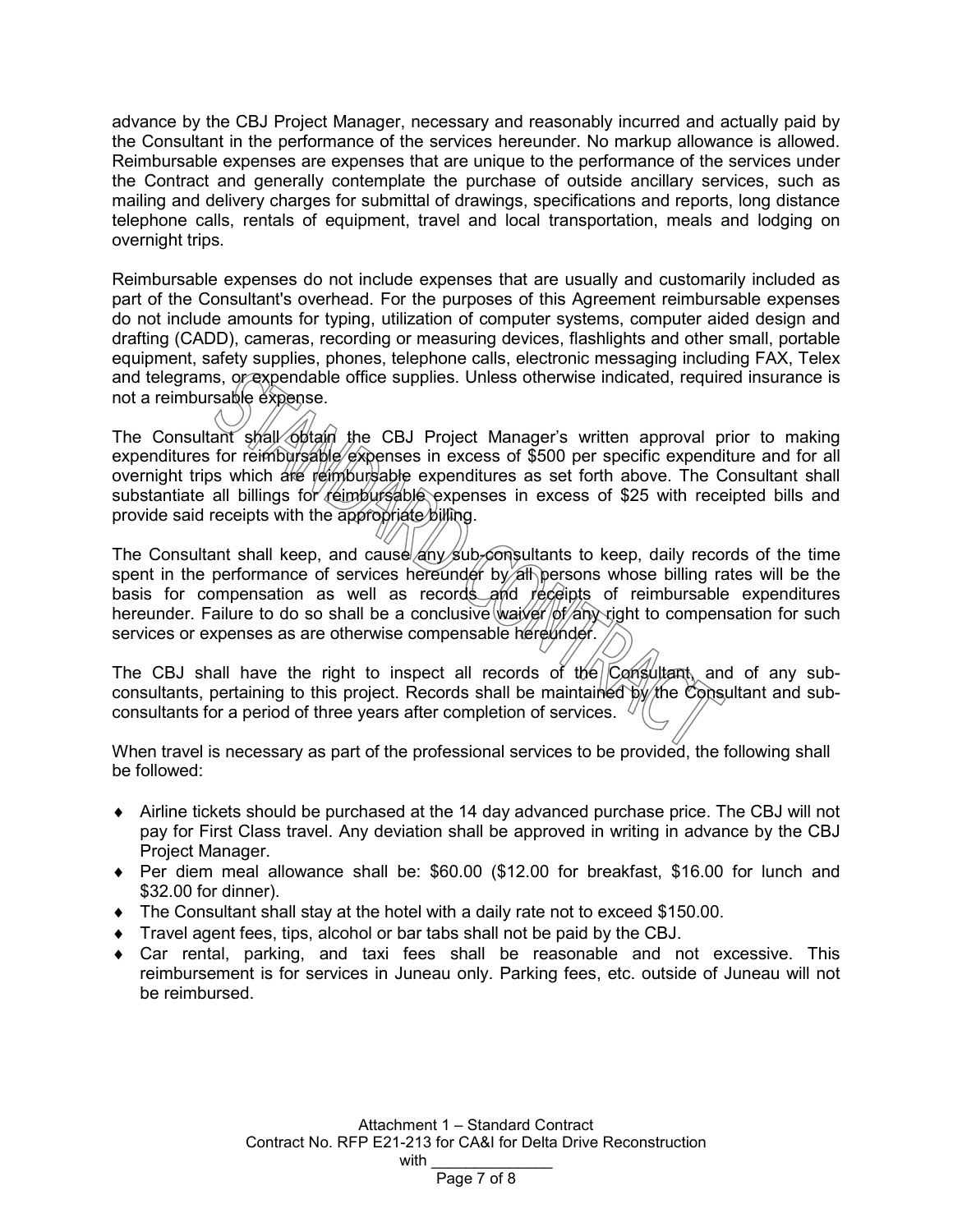advance by the CBJ Project Manager, necessary and reasonably incurred and actually paid by the Consultant in the performance of the services hereunder. No markup allowance is allowed. Reimbursable expenses are expenses that are unique to the performance of the services under the Contract and generally contemplate the purchase of outside ancillary services, such as mailing and delivery charges for submittal of drawings, specifications and reports, long distance telephone calls, rentals of equipment, travel and local transportation, meals and lodging on overnight trips.

Reimbursable expenses do not include expenses that are usually and customarily included as part of the Consultant's overhead. For the purposes of this Agreement reimbursable expenses do not include amounts for typing, utilization of computer systems, computer aided design and drafting (CADD), cameras, recording or measuring devices, flashlights and other small, portable equipment, safety supplies, phones, telephone calls, electronic messaging including FAX, Telex and telegrams, or expendable office supplies. Unless otherwise indicated, required insurance is not a reimbursable expense.

The Consultant shall obtain the CBJ Project Manager's written approval prior to making expenditures for reimbursable expenses in excess of $500 per specific expenditure and for all overnight trips which are reimbursable expenditures as set forth above. The Consultant shall substantiate all billings for reimbursable expenses in excess of $25 with receipted bills and provide said receipts with the appropriate billing.

The Consultant shall keep, and cause any sub-consultants to keep, daily records of the time spent in the performance of services hereunder by all persons whose billing rates will be the basis for compensation as well as records and receipts of reimbursable expenditures hereunder. Failure to do so shall be a conclusive waiver of any right to compensation for such services or expenses as are otherwise compensable hereunder.

The CBJ shall have the right to inspect all records of the Consultant, and of any sub-consultants, pertaining to this project. Records shall be maintained by the Consultant and sub-consultants for a period of three years after completion of services.

When travel is necessary as part of the professional services to be provided, the following shall be followed:

- Airline tickets should be purchased at the 14 day advanced purchase price. The CBJ will not pay for First Class travel. Any deviation shall be approved in writing in advance by the CBJ Project Manager.
- Per diem meal allowance shall be: $60.00 ($12.00 for breakfast, $16.00 for lunch and $32.00 for dinner).
- The Consultant shall stay at the hotel with a daily rate not to exceed $150.00.
- Travel agent fees, tips, alcohol or bar tabs shall not be paid by the CBJ.
- Car rental, parking, and taxi fees shall be reasonable and not excessive. This reimbursement is for services in Juneau only. Parking fees, etc. outside of Juneau will not be reimbursed.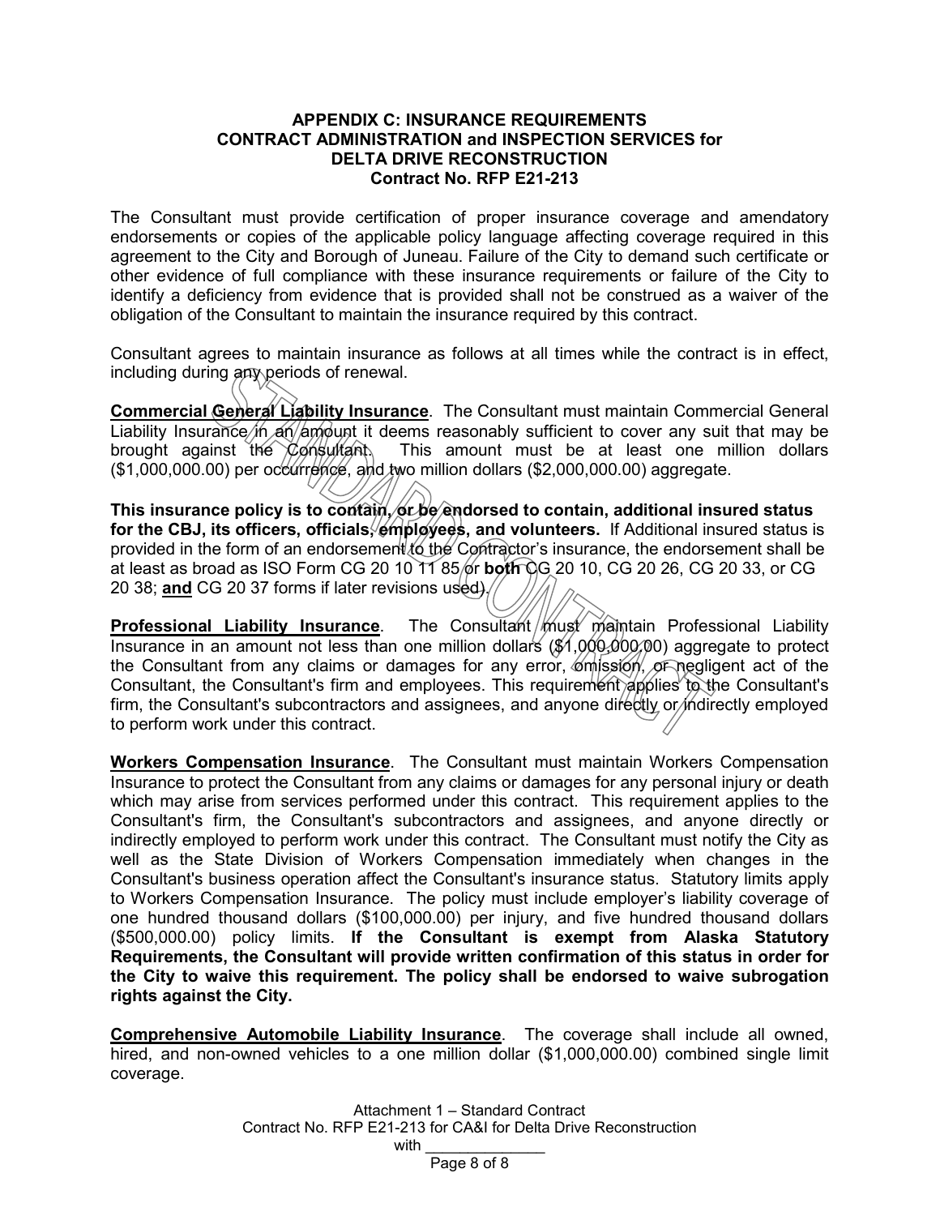**APPENDIX C: INSURANCE REQUIREMENTS**
**CONTRACT ADMINISTRATION and INSPECTION SERVICES for**
**DELTA DRIVE RECONSTRUCTION**
**Contract No. RFP E21-213**

The Consultant must provide certification of proper insurance coverage and amendatory endorsements or copies of the applicable policy language affecting coverage required in this agreement to the City and Borough of Juneau. Failure of the City to demand such certificate or other evidence of full compliance with these insurance requirements or failure of the City to identify a deficiency from evidence that is provided shall not be construed as a waiver of the obligation of the Consultant to maintain the insurance required by this contract.

Consultant agrees to maintain insurance as follows at all times while the contract is in effect, including during any periods of renewal.

**Commercial General Liability Insurance**. The Consultant must maintain Commercial General Liability Insurance in an amount it deems reasonably sufficient to cover any suit that may be brought against the Consultant. This amount must be at least one million dollars ($1,000,000.00) per occurrence, and two million dollars ($2,000,000.00) aggregate.

**This insurance policy is to contain, or be endorsed to contain, additional insured status for the CBJ, its officers, officials, employees, and volunteers.** If Additional insured status is provided in the form of an endorsement to the Contractor's insurance, the endorsement shall be at least as broad as ISO Form CG 20 10 11 85 or **both** CG 20 10, CG 20 26, CG 20 33, or CG 20 38; **and** CG 20 37 forms if later revisions used).

**Professional Liability Insurance**. The Consultant must maintain Professional Liability Insurance in an amount not less than one million dollars ($1,000,000.00) aggregate to protect the Consultant from any claims or damages for any error, omission, or negligent act of the Consultant, the Consultant's firm and employees. This requirement applies to the Consultant's firm, the Consultant's subcontractors and assignees, and anyone directly or indirectly employed to perform work under this contract.

**Workers Compensation Insurance**. The Consultant must maintain Workers Compensation Insurance to protect the Consultant from any claims or damages for any personal injury or death which may arise from services performed under this contract. This requirement applies to the Consultant's firm, the Consultant's subcontractors and assignees, and anyone directly or indirectly employed to perform work under this contract. The Consultant must notify the City as well as the State Division of Workers Compensation immediately when changes in the Consultant's business operation affect the Consultant's insurance status. Statutory limits apply to Workers Compensation Insurance. The policy must include employer's liability coverage of one hundred thousand dollars ($100,000.00) per injury, and five hundred thousand dollars ($500,000.00) policy limits. **If the Consultant is exempt from Alaska Statutory Requirements, the Consultant will provide written confirmation of this status in order for the City to waive this requirement. The policy shall be endorsed to waive subrogation rights against the City.**

**Comprehensive Automobile Liability Insurance**. The coverage shall include all owned, hired, and non-owned vehicles to a one million dollar ($1,000,000.00) combined single limit coverage.